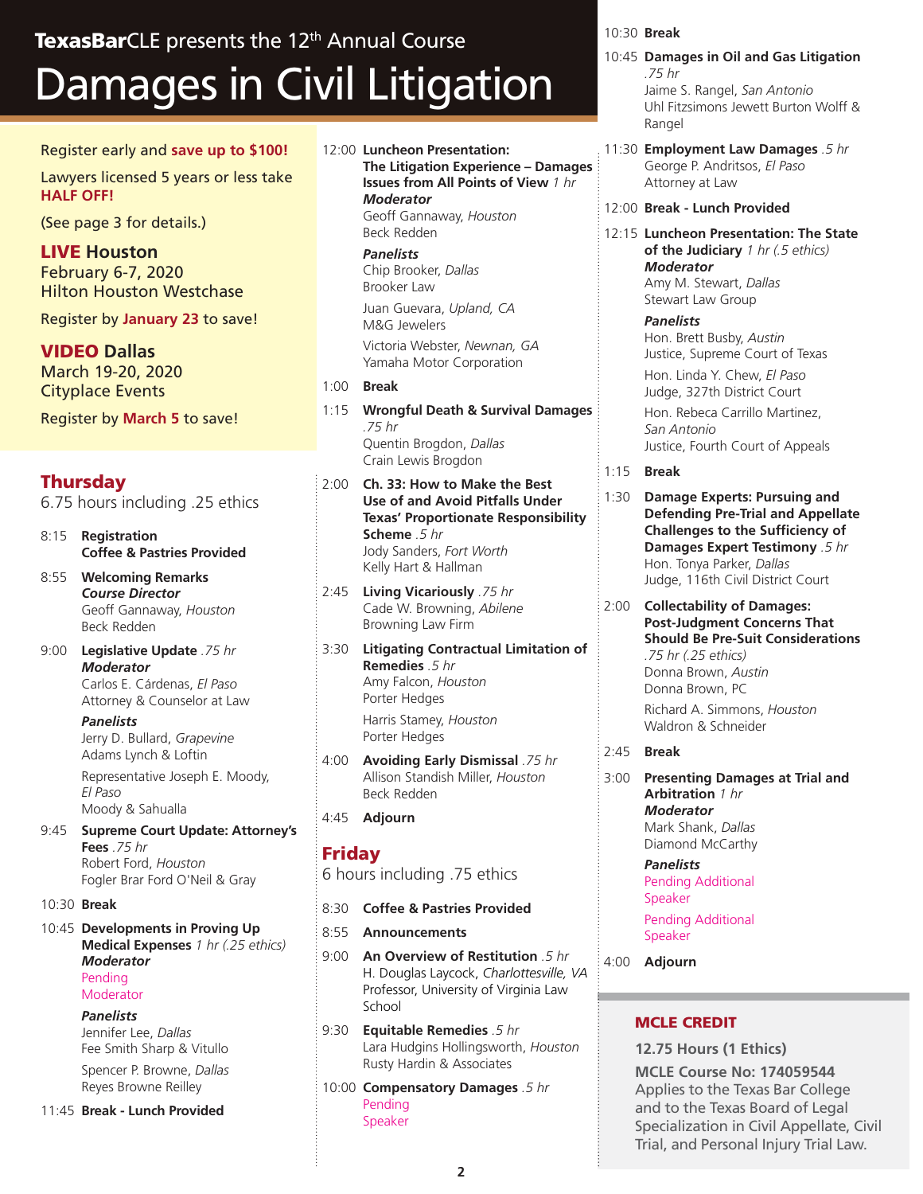TexasBarCLE presents the 12th Annual Course

# Damages in Civil Litigation

Register early and **save up to $100!**

Lawyers licensed 5 years or less take **HALF OFF!**

(See page 3 for details.)

**LIVE Houston**
February 6-7, 2020
Hilton Houston Westchase

Register by **January 23** to save!

**VIDEO Dallas**
March 19-20, 2020
Cityplace Events

Register by **March 5** to save!

## Thursday

6.75 hours including .25 ethics

8:15 **Registration**
**Coffee & Pastries Provided**

8:55 **Welcoming Remarks**
***Course Director***
Geoff Gannaway, *Houston*
Beck Redden

9:00 **Legislative Update** *.75 hr*
***Moderator***
Carlos E. Cárdenas, *El Paso*
Attorney & Counselor at Law

***Panelists***
Jerry D. Bullard, *Grapevine*
Adams Lynch & Loftin

Representative Joseph E. Moody, *El Paso*
Moody & Sahualla

9:45 **Supreme Court Update: Attorney's Fees** *.75 hr*
Robert Ford, *Houston*
Fogler Brar Ford O'Neil & Gray

10:30 **Break**

10:45 **Developments in Proving Up Medical Expenses** *1 hr (.25 ethics)*
***Moderator***
Pending Moderator

***Panelists***
Jennifer Lee, *Dallas*
Fee Smith Sharp & Vitullo

Spencer P. Browne, *Dallas*
Reyes Browne Reilley

11:45 **Break - Lunch Provided**

12:00 **Luncheon Presentation: The Litigation Experience – Damages Issues from All Points of View** *1 hr*
***Moderator***
Geoff Gannaway, *Houston*
Beck Redden

***Panelists***
Chip Brooker, *Dallas*
Brooker Law

Juan Guevara, *Upland, CA*
M&G Jewelers

Victoria Webster, *Newnan, GA*
Yamaha Motor Corporation

1:00 **Break**

1:15 **Wrongful Death & Survival Damages** *.75 hr*
Quentin Brogdon, *Dallas*
Crain Lewis Brogdon

2:00 **Ch. 33: How to Make the Best Use of and Avoid Pitfalls Under Texas' Proportionate Responsibility Scheme** *.5 hr*
Jody Sanders, *Fort Worth*
Kelly Hart & Hallman

2:45 **Living Vicariously** *.75 hr*
Cade W. Browning, *Abilene*
Browning Law Firm

3:30 **Litigating Contractual Limitation of Remedies** *.5 hr*
Amy Falcon, *Houston*
Porter Hedges

Harris Stamey, *Houston*
Porter Hedges

4:00 **Avoiding Early Dismissal** *.75 hr*
Allison Standish Miller, *Houston*
Beck Redden

4:45 **Adjourn**

## Friday

6 hours including .75 ethics

8:30 **Coffee & Pastries Provided**

8:55 **Announcements**

9:00 **An Overview of Restitution** *.5 hr*
H. Douglas Laycock, *Charlottesville, VA*
Professor, University of Virginia Law School

9:30 **Equitable Remedies** *.5 hr*
Lara Hudgins Hollingsworth, *Houston*
Rusty Hardin & Associates

10:00 **Compensatory Damages** *.5 hr*
Pending Speaker

10:30 **Break**

10:45 **Damages in Oil and Gas Litigation** *.75 hr*
Jaime S. Rangel, *San Antonio*
Uhl Fitzsimons Jewett Burton Wolff & Rangel

11:30 **Employment Law Damages** *.5 hr*
George P. Andritsos, *El Paso*
Attorney at Law

12:00 **Break - Lunch Provided**

12:15 **Luncheon Presentation: The State of the Judiciary** *1 hr (.5 ethics)*
***Moderator***
Amy M. Stewart, *Dallas*
Stewart Law Group

***Panelists***
Hon. Brett Busby, *Austin*
Justice, Supreme Court of Texas

Hon. Linda Y. Chew, *El Paso*
Judge, 327th District Court

Hon. Rebeca Carrillo Martinez, *San Antonio*
Justice, Fourth Court of Appeals

1:15 **Break**

1:30 **Damage Experts: Pursuing and Defending Pre-Trial and Appellate Challenges to the Sufficiency of Damages Expert Testimony** *.5 hr*
Hon. Tonya Parker, *Dallas*
Judge, 116th Civil District Court

2:00 **Collectability of Damages: Post-Judgment Concerns That Should Be Pre-Suit Considerations** *.75 hr (.25 ethics)*
Donna Brown, *Austin*
Donna Brown, PC

Richard A. Simmons, *Houston*
Waldron & Schneider

2:45 **Break**

3:00 **Presenting Damages at Trial and Arbitration** *1 hr*
***Moderator***
Mark Shank, *Dallas*
Diamond McCarthy

***Panelists***
Pending Additional Speaker

Pending Additional Speaker

4:00 **Adjourn**

## MCLE CREDIT

**12.75 Hours (1 Ethics)**

**MCLE Course No: 174059544**
Applies to the Texas Bar College and to the Texas Board of Legal Specialization in Civil Appellate, Civil Trial, and Personal Injury Trial Law.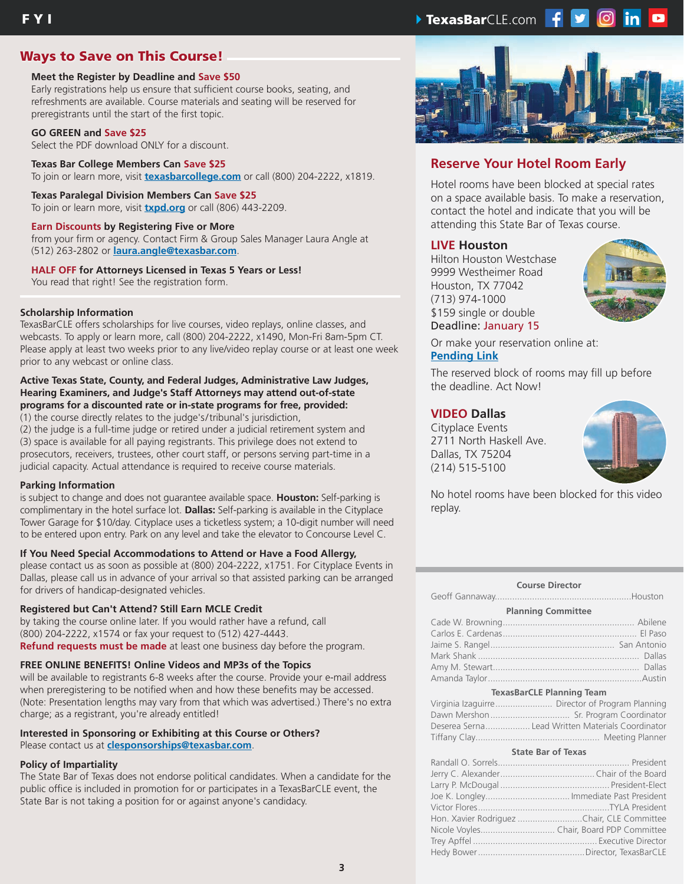## Ways to Save on This Course!

**Meet the Register by Deadline and Save $50**
Early registrations help us ensure that sufficient course books, seating, and refreshments are available. Course materials and seating will be reserved for preregistrants until the start of the first topic.

**GO GREEN and Save $25**
Select the PDF download ONLY for a discount.

**Texas Bar College Members Can Save $25**
To join or learn more, visit **texasbarcollege.com** or call (800) 204-2222, x1819.

**Texas Paralegal Division Members Can Save $25**
To join or learn more, visit **txpd.org** or call (806) 443-2209.

**Earn Discounts by Registering Five or More**
from your firm or agency. Contact Firm & Group Sales Manager Laura Angle at (512) 263-2802 or **laura.angle@texasbar.com**.

**HALF OFF for Attorneys Licensed in Texas 5 Years or Less!**
You read that right! See the registration form.

### Scholarship Information

TexasBarCLE offers scholarships for live courses, video replays, online classes, and webcasts. To apply or learn more, call (800) 204-2222, x1490, Mon-Fri 8am-5pm CT. Please apply at least two weeks prior to any live/video replay course or at least one week prior to any webcast or online class.

**Active Texas State, County, and Federal Judges, Administrative Law Judges, Hearing Examiners, and Judge's Staff Attorneys may attend out-of-state programs for a discounted rate or in-state programs for free, provided:**
(1) the course directly relates to the judge's/tribunal's jurisdiction,
(2) the judge is a full-time judge or retired under a judicial retirement system and
(3) space is available for all paying registrants. This privilege does not extend to prosecutors, receivers, trustees, other court staff, or persons serving part-time in a judicial capacity. Actual attendance is required to receive course materials.

### Parking Information

is subject to change and does not guarantee available space. **Houston:** Self-parking is complimentary in the hotel surface lot. **Dallas:** Self-parking is available in the Cityplace Tower Garage for $10/day. Cityplace uses a ticketless system; a 10-digit number will need to be entered upon entry. Park on any level and take the elevator to Concourse Level C.

### If You Need Special Accommodations to Attend or Have a Food Allergy,

please contact us as soon as possible at (800) 204-2222, x1751. For Cityplace Events in Dallas, please call us in advance of your arrival so that assisted parking can be arranged for drivers of handicap-designated vehicles.

### Registered but Can't Attend? Still Earn MCLE Credit

by taking the course online later. If you would rather have a refund, call (800) 204-2222, x1574 or fax your request to (512) 427-4443.
**Refund requests must be made** at least one business day before the program.

### FREE ONLINE BENEFITS! Online Videos and MP3s of the Topics

will be available to registrants 6-8 weeks after the course. Provide your e-mail address when preregistering to be notified when and how these benefits may be accessed. (Note: Presentation lengths may vary from that which was advertised.) There's no extra charge; as a registrant, you're already entitled!

### Interested in Sponsoring or Exhibiting at this Course or Others?

Please contact us at **clesponsorships@texasbar.com**.

### Policy of Impartiality

The State Bar of Texas does not endorse political candidates. When a candidate for the public office is included in promotion for or participates in a TexasBarCLE event, the State Bar is not taking a position for or against anyone's candidacy.

## Reserve Your Hotel Room Early

Hotel rooms have been blocked at special rates on a space available basis. To make a reservation, contact the hotel and indicate that you will be attending this State Bar of Texas course.

### LIVE Houston

Hilton Houston Westchase
9999 Westheimer Road
Houston, TX 77042
(713) 974-1000
$159 single or double
Deadline: January 15

Or make your reservation online at:
**Pending Link**

The reserved block of rooms may fill up before the deadline. Act Now!

### VIDEO Dallas

Cityplace Events
2711 North Haskell Ave.
Dallas, TX 75204
(214) 515-5100

No hotel rooms have been blocked for this video replay.

**Course Director**
Geoff Gannaway ........ Houston

**Planning Committee**
Cade W. Browning ........ Abilene
Carlos E. Cardenas ........ El Paso
Jaime S. Rangel ........ San Antonio
Mark Shank ........ Dallas
Amy M. Stewart ........ Dallas
Amanda Taylor ........ Austin

**TexasBarCLE Planning Team**
Virginia Izaguirre ........ Director of Program Planning
Dawn Mershon ........ Sr. Program Coordinator
Deserea Serna ........ Lead Written Materials Coordinator
Tiffany Clay ........ Meeting Planner

**State Bar of Texas**
Randall O. Sorrels ........ President
Jerry C. Alexander ........ Chair of the Board
Larry P. McDougal ........ President-Elect
Joe K. Longley ........ Immediate Past President
Victor Flores ........ TYLA President
Hon. Xavier Rodriguez ........ Chair, CLE Committee
Nicole Voyles ........ Chair, Board PDP Committee
Trey Apffel ........ Executive Director
Hedy Bower ........ Director, TexasBarCLE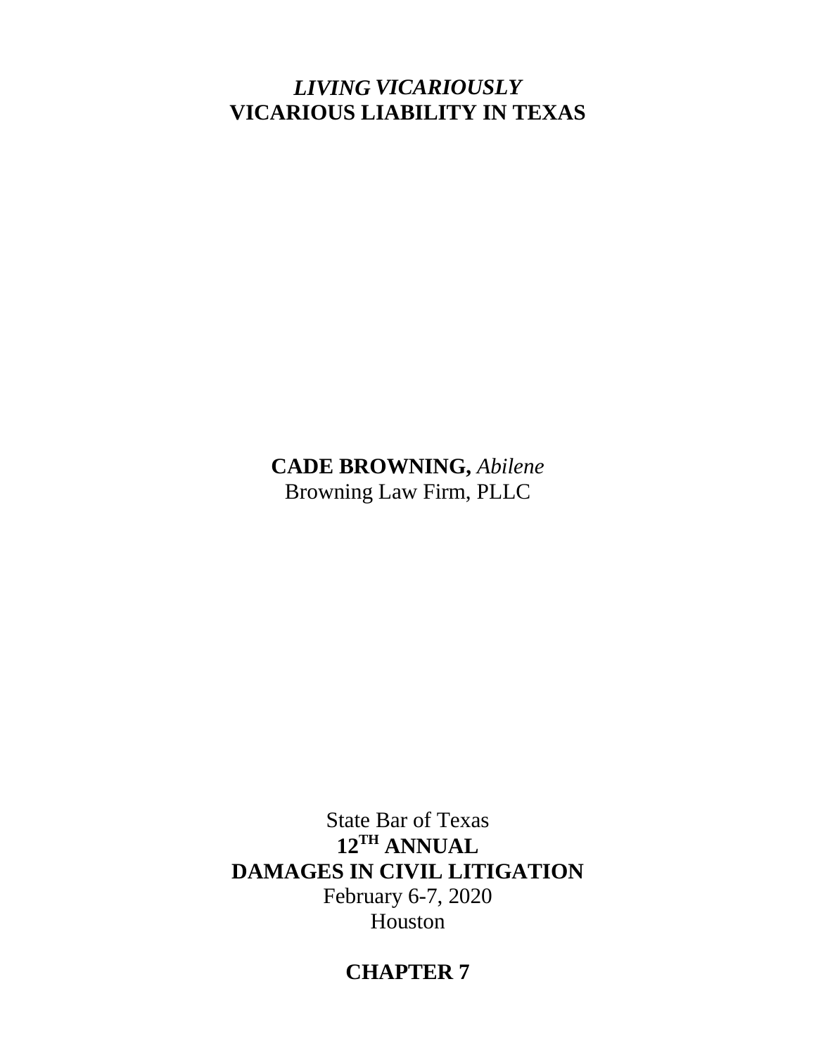# *LIVING VICARIOUSLY*
# VICARIOUS LIABILITY IN TEXAS

**CADE BROWNING,** *Abilene*
Browning Law Firm, PLLC

State Bar of Texas
**12[TH] ANNUAL**
**DAMAGES IN CIVIL LITIGATION**
February 6-7, 2020
Houston

## CHAPTER 7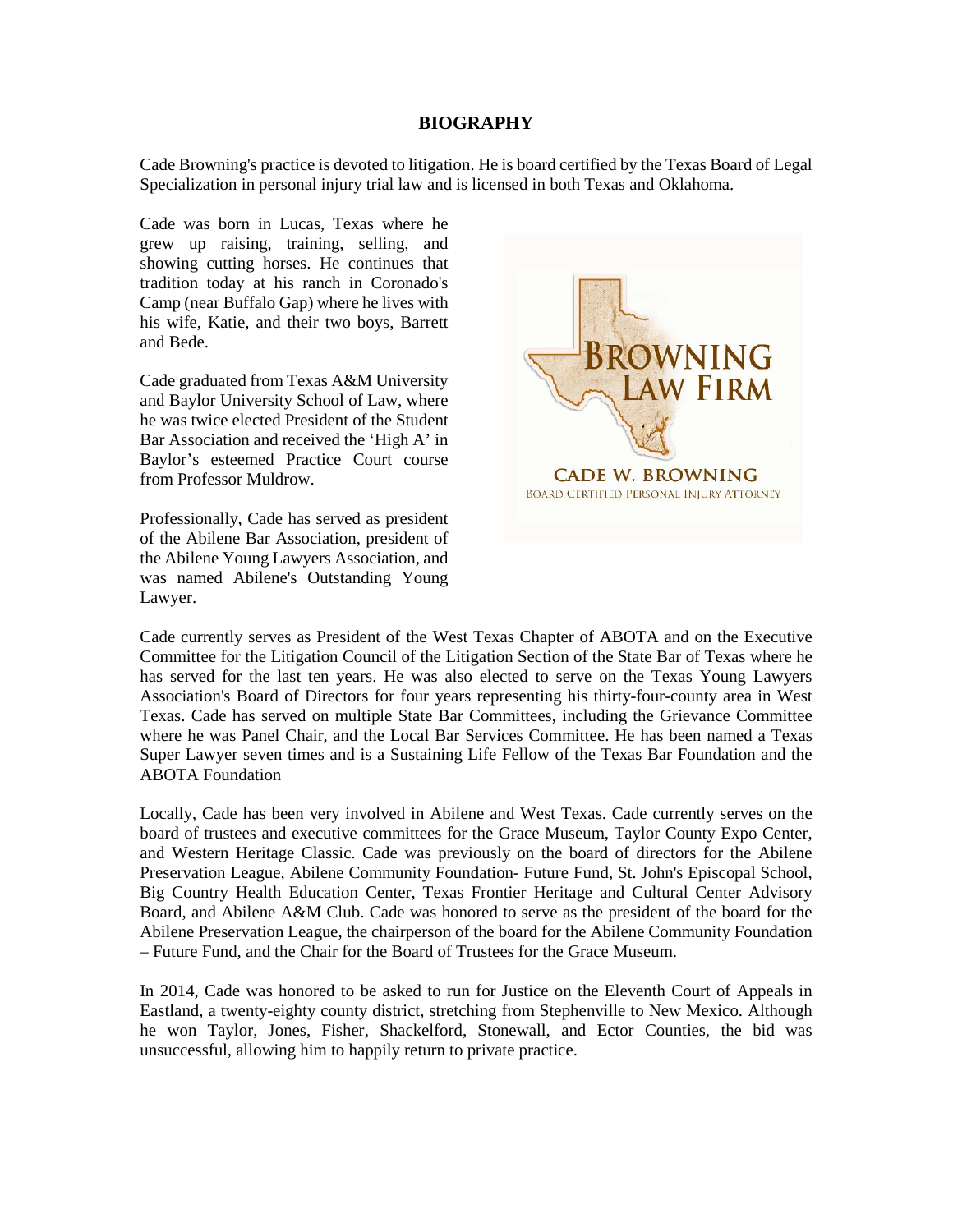# BIOGRAPHY

Cade Browning's practice is devoted to litigation. He is board certified by the Texas Board of Legal Specialization in personal injury trial law and is licensed in both Texas and Oklahoma.

Cade was born in Lucas, Texas where he grew up raising, training, selling, and showing cutting horses. He continues that tradition today at his ranch in Coronado's Camp (near Buffalo Gap) where he lives with his wife, Katie, and their two boys, Barrett and Bede.

Cade graduated from Texas A&M University and Baylor University School of Law, where he was twice elected President of the Student Bar Association and received the 'High A' in Baylor's esteemed Practice Court course from Professor Muldrow.

Professionally, Cade has served as president of the Abilene Bar Association, president of the Abilene Young Lawyers Association, and was named Abilene's Outstanding Young Lawyer.

Cade currently serves as President of the West Texas Chapter of ABOTA and on the Executive Committee for the Litigation Council of the Litigation Section of the State Bar of Texas where he has served for the last ten years. He was also elected to serve on the Texas Young Lawyers Association's Board of Directors for four years representing his thirty-four-county area in West Texas. Cade has served on multiple State Bar Committees, including the Grievance Committee where he was Panel Chair, and the Local Bar Services Committee. He has been named a Texas Super Lawyer seven times and is a Sustaining Life Fellow of the Texas Bar Foundation and the ABOTA Foundation

Locally, Cade has been very involved in Abilene and West Texas. Cade currently serves on the board of trustees and executive committees for the Grace Museum, Taylor County Expo Center, and Western Heritage Classic. Cade was previously on the board of directors for the Abilene Preservation League, Abilene Community Foundation- Future Fund, St. John's Episcopal School, Big Country Health Education Center, Texas Frontier Heritage and Cultural Center Advisory Board, and Abilene A&M Club. Cade was honored to serve as the president of the board for the Abilene Preservation League, the chairperson of the board for the Abilene Community Foundation – Future Fund, and the Chair for the Board of Trustees for the Grace Museum.

In 2014, Cade was honored to be asked to run for Justice on the Eleventh Court of Appeals in Eastland, a twenty-eighty county district, stretching from Stephenville to New Mexico. Although he won Taylor, Jones, Fisher, Shackelford, Stonewall, and Ector Counties, the bid was unsuccessful, allowing him to happily return to private practice.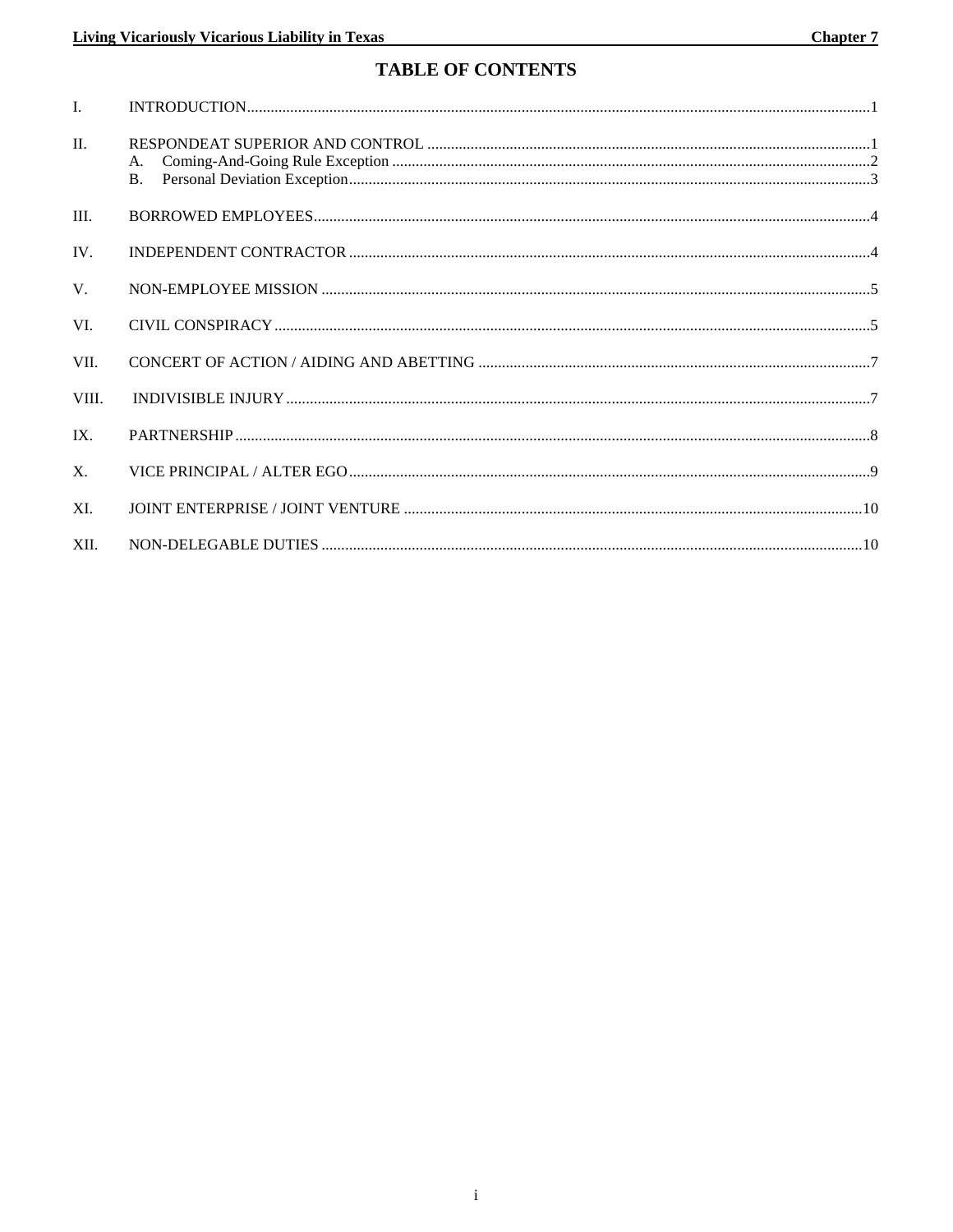# TABLE OF CONTENTS

I. INTRODUCTION ........ 1

II. RESPONDEAT SUPERIOR AND CONTROL ........ 1
  A. Coming-And-Going Rule Exception ........ 2
  B. Personal Deviation Exception ........ 3

III. BORROWED EMPLOYEES ........ 4

IV. INDEPENDENT CONTRACTOR ........ 4

V. NON-EMPLOYEE MISSION ........ 5

VI. CIVIL CONSPIRACY ........ 5

VII. CONCERT OF ACTION / AIDING AND ABETTING ........ 7

VIII. INDIVISIBLE INJURY ........ 7

IX. PARTNERSHIP ........ 8

X. VICE PRINCIPAL / ALTER EGO ........ 9

XI. JOINT ENTERPRISE / JOINT VENTURE ........ 10

XII. NON-DELEGABLE DUTIES ........ 10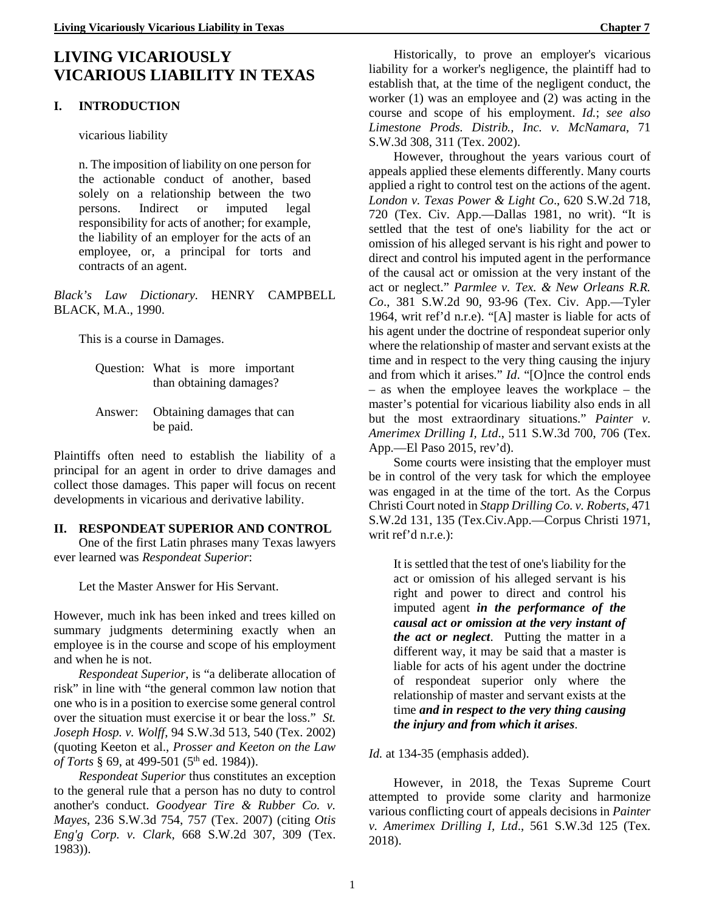# LIVING VICARIOUSLY VICARIOUS LIABILITY IN TEXAS

## I. INTRODUCTION

> vicarious liability
>
> n. The imposition of liability on one person for the actionable conduct of another, based solely on a relationship between the two persons. Indirect or imputed legal responsibility for acts of another; for example, the liability of an employer for the acts of an employee, or, a principal for torts and contracts of an agent.

*Black's Law Dictionary*. HENRY CAMPBELL BLACK, M.A., 1990.

This is a course in Damages.

> Question: What is more important than obtaining damages?
>
> Answer: Obtaining damages that can be paid.

Plaintiffs often need to establish the liability of a principal for an agent in order to drive damages and collect those damages. This paper will focus on recent developments in vicarious and derivative lability.

## II. RESPONDEAT SUPERIOR AND CONTROL

One of the first Latin phrases many Texas lawyers ever learned was *Respondeat Superior*:

> Let the Master Answer for His Servant.

However, much ink has been inked and trees killed on summary judgments determining exactly when an employee is in the course and scope of his employment and when he is not.

*Respondeat Superior*, is "a deliberate allocation of risk" in line with "the general common law notion that one who is in a position to exercise some general control over the situation must exercise it or bear the loss." *St. Joseph Hosp. v. Wolff*, 94 S.W.3d 513, 540 (Tex. 2002) (quoting Keeton et al., *Prosser and Keeton on the Law of Torts* § 69, at 499-501 (5th ed. 1984)).

*Respondeat Superior* thus constitutes an exception to the general rule that a person has no duty to control another's conduct. *Goodyear Tire & Rubber Co. v. Mayes*, 236 S.W.3d 754, 757 (Tex. 2007) (citing *Otis Eng'g Corp. v. Clark*, 668 S.W.2d 307, 309 (Tex. 1983)).

Historically, to prove an employer's vicarious liability for a worker's negligence, the plaintiff had to establish that, at the time of the negligent conduct, the worker (1) was an employee and (2) was acting in the course and scope of his employment. *Id.*; *see also Limestone Prods. Distrib., Inc. v. McNamara*, 71 S.W.3d 308, 311 (Tex. 2002).

However, throughout the years various court of appeals applied these elements differently. Many courts applied a right to control test on the actions of the agent. *London v. Texas Power & Light Co*., 620 S.W.2d 718, 720 (Tex. Civ. App.—Dallas 1981, no writ). "It is settled that the test of one's liability for the act or omission of his alleged servant is his right and power to direct and control his imputed agent in the performance of the causal act or omission at the very instant of the act or neglect." *Parmlee v. Tex. & New Orleans R.R. Co*., 381 S.W.2d 90, 93-96 (Tex. Civ. App.—Tyler 1964, writ ref'd n.r.e). "[A] master is liable for acts of his agent under the doctrine of respondeat superior only where the relationship of master and servant exists at the time and in respect to the very thing causing the injury and from which it arises." *Id*. "[O]nce the control ends – as when the employee leaves the workplace – the master's potential for vicarious liability also ends in all but the most extraordinary situations." *Painter v. Amerimex Drilling I, Ltd*., 511 S.W.3d 700, 706 (Tex. App.—El Paso 2015, rev'd).

Some courts were insisting that the employer must be in control of the very task for which the employee was engaged in at the time of the tort. As the Corpus Christi Court noted in *Stapp Drilling Co. v. Roberts*, 471 S.W.2d 131, 135 (Tex.Civ.App.—Corpus Christi 1971, writ ref'd n.r.e.):

> It is settled that the test of one's liability for the act or omission of his alleged servant is his right and power to direct and control his imputed agent ***in the performance of the causal act or omission at the very instant of the act or neglect***. Putting the matter in a different way, it may be said that a master is liable for acts of his agent under the doctrine of respondeat superior only where the relationship of master and servant exists at the time ***and in respect to the very thing causing the injury and from which it arises***.

*Id.* at 134-35 (emphasis added).

However, in 2018, the Texas Supreme Court attempted to provide some clarity and harmonize various conflicting court of appeals decisions in *Painter v. Amerimex Drilling I, Ltd*., 561 S.W.3d 125 (Tex. 2018).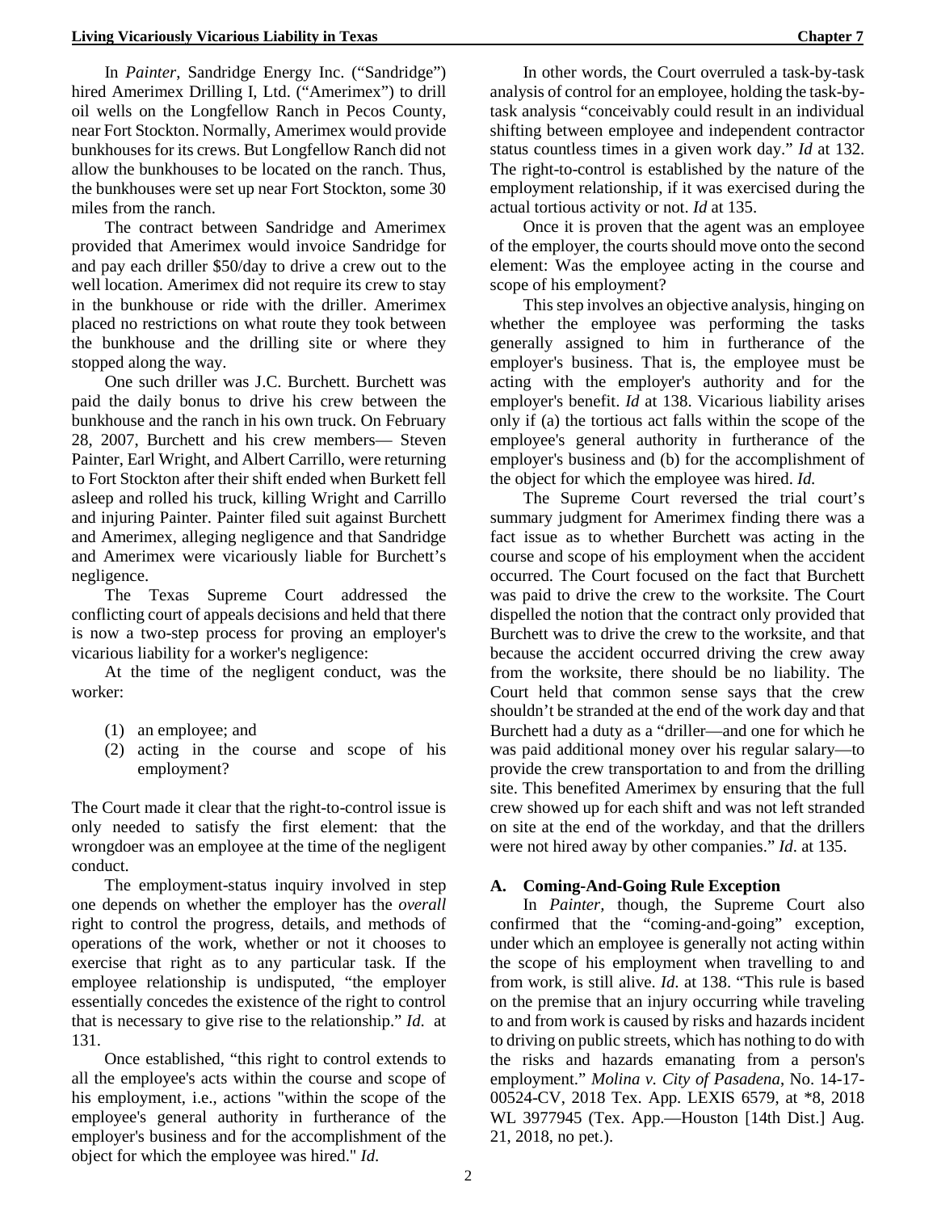In *Painter,* Sandridge Energy Inc. ("Sandridge") hired Amerimex Drilling I, Ltd. ("Amerimex") to drill oil wells on the Longfellow Ranch in Pecos County, near Fort Stockton. Normally, Amerimex would provide bunkhouses for its crews. But Longfellow Ranch did not allow the bunkhouses to be located on the ranch. Thus, the bunkhouses were set up near Fort Stockton, some 30 miles from the ranch.

The contract between Sandridge and Amerimex provided that Amerimex would invoice Sandridge for and pay each driller $50/day to drive a crew out to the well location. Amerimex did not require its crew to stay in the bunkhouse or ride with the driller. Amerimex placed no restrictions on what route they took between the bunkhouse and the drilling site or where they stopped along the way.

One such driller was J.C. Burchett. Burchett was paid the daily bonus to drive his crew between the bunkhouse and the ranch in his own truck. On February 28, 2007, Burchett and his crew members— Steven Painter, Earl Wright, and Albert Carrillo, were returning to Fort Stockton after their shift ended when Burkett fell asleep and rolled his truck, killing Wright and Carrillo and injuring Painter. Painter filed suit against Burchett and Amerimex, alleging negligence and that Sandridge and Amerimex were vicariously liable for Burchett's negligence.

The Texas Supreme Court addressed the conflicting court of appeals decisions and held that there is now a two-step process for proving an employer's vicarious liability for a worker's negligence:

At the time of the negligent conduct, was the worker:

(1) an employee; and
(2) acting in the course and scope of his employment?

The Court made it clear that the right-to-control issue is only needed to satisfy the first element: that the wrongdoer was an employee at the time of the negligent conduct.

The employment-status inquiry involved in step one depends on whether the employer has the *overall* right to control the progress, details, and methods of operations of the work, whether or not it chooses to exercise that right as to any particular task. If the employee relationship is undisputed, "the employer essentially concedes the existence of the right to control that is necessary to give rise to the relationship." *Id.* at 131.

Once established, "this right to control extends to all the employee's acts within the course and scope of his employment, i.e., actions "within the scope of the employee's general authority in furtherance of the employer's business and for the accomplishment of the object for which the employee was hired." *Id.*

In other words, the Court overruled a task-by-task analysis of control for an employee, holding the task-by-task analysis "conceivably could result in an individual shifting between employee and independent contractor status countless times in a given work day." *Id* at 132. The right-to-control is established by the nature of the employment relationship, if it was exercised during the actual tortious activity or not. *Id* at 135.

Once it is proven that the agent was an employee of the employer, the courts should move onto the second element: Was the employee acting in the course and scope of his employment?

This step involves an objective analysis, hinging on whether the employee was performing the tasks generally assigned to him in furtherance of the employer's business. That is, the employee must be acting with the employer's authority and for the employer's benefit. *Id* at 138. Vicarious liability arises only if (a) the tortious act falls within the scope of the employee's general authority in furtherance of the employer's business and (b) for the accomplishment of the object for which the employee was hired. *Id.*

The Supreme Court reversed the trial court's summary judgment for Amerimex finding there was a fact issue as to whether Burchett was acting in the course and scope of his employment when the accident occurred. The Court focused on the fact that Burchett was paid to drive the crew to the worksite. The Court dispelled the notion that the contract only provided that Burchett was to drive the crew to the worksite, and that because the accident occurred driving the crew away from the worksite, there should be no liability. The Court held that common sense says that the crew shouldn't be stranded at the end of the work day and that Burchett had a duty as a "driller—and one for which he was paid additional money over his regular salary—to provide the crew transportation to and from the drilling site. This benefited Amerimex by ensuring that the full crew showed up for each shift and was not left stranded on site at the end of the workday, and that the drillers were not hired away by other companies." *Id*. at 135.

### A. Coming-And-Going Rule Exception

In *Painter,* though, the Supreme Court also confirmed that the "coming-and-going" exception, under which an employee is generally not acting within the scope of his employment when travelling to and from work, is still alive. *Id*. at 138. "This rule is based on the premise that an injury occurring while traveling to and from work is caused by risks and hazards incident to driving on public streets, which has nothing to do with the risks and hazards emanating from a person's employment." *Molina v. City of Pasadena*, No. 14-17-00524-CV, 2018 Tex. App. LEXIS 6579, at *8, 2018 WL 3977945 (Tex. App.—Houston [14th Dist.] Aug. 21, 2018, no pet.).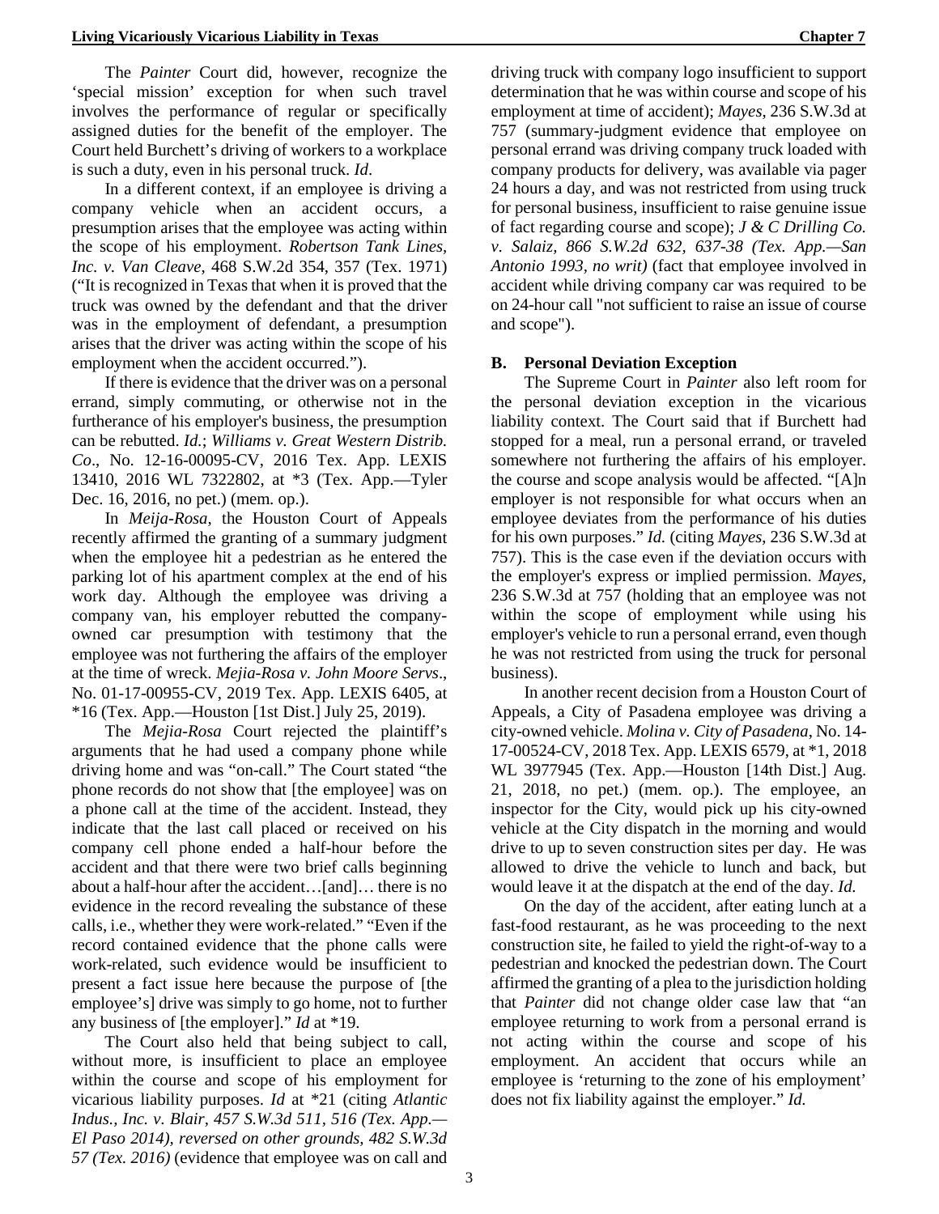The *Painter* Court did, however, recognize the 'special mission' exception for when such travel involves the performance of regular or specifically assigned duties for the benefit of the employer. The Court held Burchett's driving of workers to a workplace is such a duty, even in his personal truck. *Id*.

In a different context, if an employee is driving a company vehicle when an accident occurs, a presumption arises that the employee was acting within the scope of his employment. *Robertson Tank Lines, Inc. v. Van Cleave*, 468 S.W.2d 354, 357 (Tex. 1971) ("It is recognized in Texas that when it is proved that the truck was owned by the defendant and that the driver was in the employment of defendant, a presumption arises that the driver was acting within the scope of his employment when the accident occurred.").

If there is evidence that the driver was on a personal errand, simply commuting, or otherwise not in the furtherance of his employer's business, the presumption can be rebutted. *Id.*; *Williams v. Great Western Distrib. Co*., No. 12-16-00095-CV, 2016 Tex. App. LEXIS 13410, 2016 WL 7322802, at *3 (Tex. App.—Tyler Dec. 16, 2016, no pet.) (mem. op.).

In *Meija-Rosa,* the Houston Court of Appeals recently affirmed the granting of a summary judgment when the employee hit a pedestrian as he entered the parking lot of his apartment complex at the end of his work day. Although the employee was driving a company van, his employer rebutted the company-owned car presumption with testimony that the employee was not furthering the affairs of the employer at the time of wreck. *Mejia-Rosa v. John Moore Servs*., No. 01-17-00955-CV, 2019 Tex. App. LEXIS 6405, at *16 (Tex. App.—Houston [1st Dist.] July 25, 2019).

The *Mejia-Rosa* Court rejected the plaintiff's arguments that he had used a company phone while driving home and was "on-call." The Court stated "the phone records do not show that [the employee] was on a phone call at the time of the accident. Instead, they indicate that the last call placed or received on his company cell phone ended a half-hour before the accident and that there were two brief calls beginning about a half-hour after the accident…[and]… there is no evidence in the record revealing the substance of these calls, i.e., whether they were work-related." "Even if the record contained evidence that the phone calls were work-related, such evidence would be insufficient to present a fact issue here because the purpose of [the employee's] drive was simply to go home, not to further any business of [the employer]." *Id* at *19.

The Court also held that being subject to call, without more, is insufficient to place an employee within the course and scope of his employment for vicarious liability purposes. *Id* at *21 (citing *Atlantic Indus., Inc. v. Blair, 457 S.W.3d 511, 516 (Tex. App.—El Paso 2014), reversed on other grounds, 482 S.W.3d 57 (Tex. 2016)* (evidence that employee was on call and driving truck with company logo insufficient to support determination that he was within course and scope of his employment at time of accident); *Mayes*, 236 S.W.3d at 757 (summary-judgment evidence that employee on personal errand was driving company truck loaded with company products for delivery, was available via pager 24 hours a day, and was not restricted from using truck for personal business, insufficient to raise genuine issue of fact regarding course and scope); *J & C Drilling Co. v. Salaiz, 866 S.W.2d 632, 637-38 (Tex. App.—San Antonio 1993, no writ)* (fact that employee involved in accident while driving company car was required to be on 24-hour call "not sufficient to raise an issue of course and scope").

### B. Personal Deviation Exception

The Supreme Court in *Painter* also left room for the personal deviation exception in the vicarious liability context. The Court said that if Burchett had stopped for a meal, run a personal errand, or traveled somewhere not furthering the affairs of his employer. the course and scope analysis would be affected. "[A]n employer is not responsible for what occurs when an employee deviates from the performance of his duties for his own purposes." *Id.* (citing *Mayes*, 236 S.W.3d at 757). This is the case even if the deviation occurs with the employer's express or implied permission. *Mayes*, 236 S.W.3d at 757 (holding that an employee was not within the scope of employment while using his employer's vehicle to run a personal errand, even though he was not restricted from using the truck for personal business).

In another recent decision from a Houston Court of Appeals, a City of Pasadena employee was driving a city-owned vehicle. *Molina v. City of Pasadena*, No. 14-17-00524-CV, 2018 Tex. App. LEXIS 6579, at *1, 2018 WL 3977945 (Tex. App.—Houston [14th Dist.] Aug. 21, 2018, no pet.) (mem. op.). The employee, an inspector for the City, would pick up his city-owned vehicle at the City dispatch in the morning and would drive to up to seven construction sites per day. He was allowed to drive the vehicle to lunch and back, but would leave it at the dispatch at the end of the day. *Id.*

On the day of the accident, after eating lunch at a fast-food restaurant, as he was proceeding to the next construction site, he failed to yield the right-of-way to a pedestrian and knocked the pedestrian down. The Court affirmed the granting of a plea to the jurisdiction holding that *Painter* did not change older case law that "an employee returning to work from a personal errand is not acting within the course and scope of his employment. An accident that occurs while an employee is 'returning to the zone of his employment' does not fix liability against the employer." *Id.*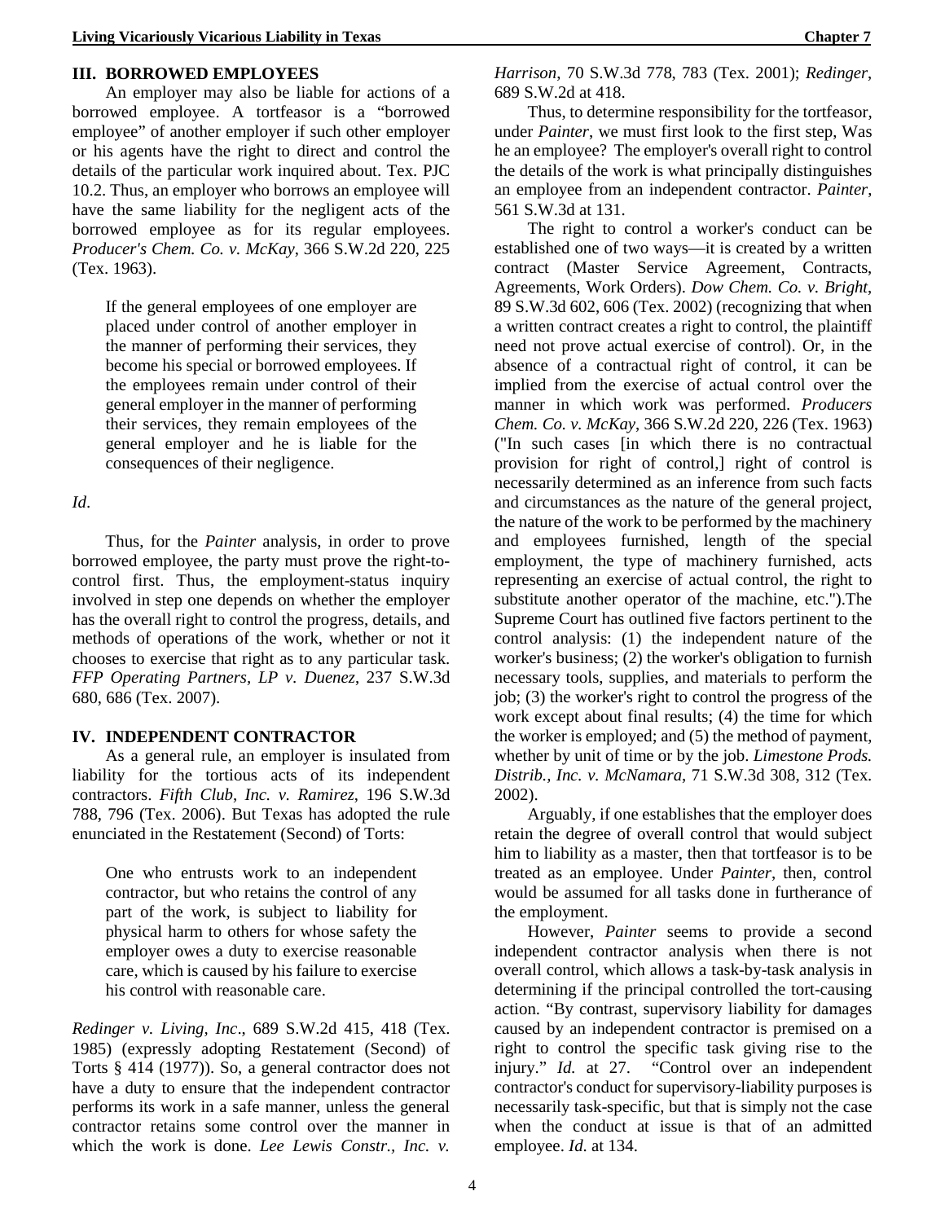## III. BORROWED EMPLOYEES

An employer may also be liable for actions of a borrowed employee. A tortfeasor is a "borrowed employee" of another employer if such other employer or his agents have the right to direct and control the details of the particular work inquired about. Tex. PJC 10.2. Thus, an employer who borrows an employee will have the same liability for the negligent acts of the borrowed employee as for its regular employees. *Producer's Chem. Co. v. McKay*, 366 S.W.2d 220, 225 (Tex. 1963).

> If the general employees of one employer are placed under control of another employer in the manner of performing their services, they become his special or borrowed employees. If the employees remain under control of their general employer in the manner of performing their services, they remain employees of the general employer and he is liable for the consequences of their negligence.

*Id*.

Thus, for the *Painter* analysis, in order to prove borrowed employee, the party must prove the right-to-control first. Thus, the employment-status inquiry involved in step one depends on whether the employer has the overall right to control the progress, details, and methods of operations of the work, whether or not it chooses to exercise that right as to any particular task. *FFP Operating Partners, LP v. Duenez*, 237 S.W.3d 680, 686 (Tex. 2007).

## IV. INDEPENDENT CONTRACTOR

As a general rule, an employer is insulated from liability for the tortious acts of its independent contractors. *Fifth Club, Inc. v. Ramirez*, 196 S.W.3d 788, 796 (Tex. 2006). But Texas has adopted the rule enunciated in the Restatement (Second) of Torts:

> One who entrusts work to an independent contractor, but who retains the control of any part of the work, is subject to liability for physical harm to others for whose safety the employer owes a duty to exercise reasonable care, which is caused by his failure to exercise his control with reasonable care.

*Redinger v. Living, Inc*., 689 S.W.2d 415, 418 (Tex. 1985) (expressly adopting Restatement (Second) of Torts § 414 (1977)). So, a general contractor does not have a duty to ensure that the independent contractor performs its work in a safe manner, unless the general contractor retains some control over the manner in which the work is done. *Lee Lewis Constr., Inc. v. Harrison*, 70 S.W.3d 778, 783 (Tex. 2001); *Redinger*, 689 S.W.2d at 418.

Thus, to determine responsibility for the tortfeasor, under *Painter*, we must first look to the first step, Was he an employee? The employer's overall right to control the details of the work is what principally distinguishes an employee from an independent contractor. *Painter*, 561 S.W.3d at 131.

The right to control a worker's conduct can be established one of two ways—it is created by a written contract (Master Service Agreement, Contracts, Agreements, Work Orders). *Dow Chem. Co. v. Bright*, 89 S.W.3d 602, 606 (Tex. 2002) (recognizing that when a written contract creates a right to control, the plaintiff need not prove actual exercise of control). Or, in the absence of a contractual right of control, it can be implied from the exercise of actual control over the manner in which work was performed. *Producers Chem. Co. v. McKay*, 366 S.W.2d 220, 226 (Tex. 1963) ("In such cases [in which there is no contractual provision for right of control,] right of control is necessarily determined as an inference from such facts and circumstances as the nature of the general project, the nature of the work to be performed by the machinery and employees furnished, length of the special employment, the type of machinery furnished, acts representing an exercise of actual control, the right to substitute another operator of the machine, etc.").The Supreme Court has outlined five factors pertinent to the control analysis: (1) the independent nature of the worker's business; (2) the worker's obligation to furnish necessary tools, supplies, and materials to perform the job; (3) the worker's right to control the progress of the work except about final results; (4) the time for which the worker is employed; and (5) the method of payment, whether by unit of time or by the job. *Limestone Prods. Distrib., Inc. v. McNamara*, 71 S.W.3d 308, 312 (Tex. 2002).

Arguably, if one establishes that the employer does retain the degree of overall control that would subject him to liability as a master, then that tortfeasor is to be treated as an employee. Under *Painter*, then, control would be assumed for all tasks done in furtherance of the employment.

However, *Painter* seems to provide a second independent contractor analysis when there is not overall control, which allows a task-by-task analysis in determining if the principal controlled the tort-causing action. "By contrast, supervisory liability for damages caused by an independent contractor is premised on a right to control the specific task giving rise to the injury." *Id.* at 27. "Control over an independent contractor's conduct for supervisory-liability purposes is necessarily task-specific, but that is simply not the case when the conduct at issue is that of an admitted employee. *Id.* at 134.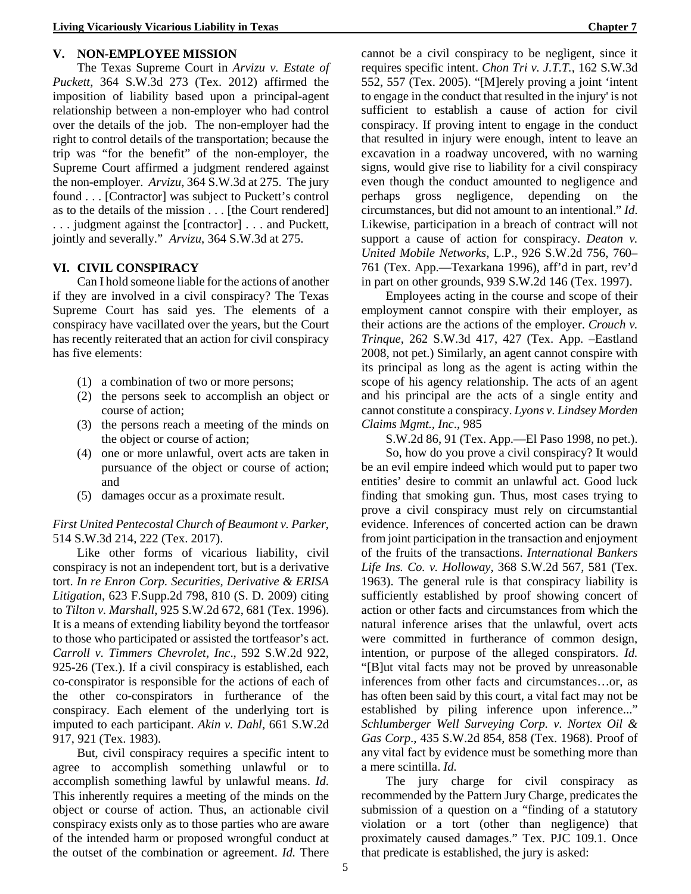## V. NON-EMPLOYEE MISSION

The Texas Supreme Court in *Arvizu v. Estate of Puckett*, 364 S.W.3d 273 (Tex. 2012) affirmed the imposition of liability based upon a principal-agent relationship between a non-employer who had control over the details of the job. The non-employer had the right to control details of the transportation; because the trip was "for the benefit" of the non-employer, the Supreme Court affirmed a judgment rendered against the non-employer. *Arvizu*, 364 S.W.3d at 275. The jury found . . . [Contractor] was subject to Puckett's control as to the details of the mission . . . [the Court rendered] . . . judgment against the [contractor] . . . and Puckett, jointly and severally." *Arvizu*, 364 S.W.3d at 275.

## VI. CIVIL CONSPIRACY

Can I hold someone liable for the actions of another if they are involved in a civil conspiracy? The Texas Supreme Court has said yes. The elements of a conspiracy have vacillated over the years, but the Court has recently reiterated that an action for civil conspiracy has five elements:

(1) a combination of two or more persons;
(2) the persons seek to accomplish an object or course of action;
(3) the persons reach a meeting of the minds on the object or course of action;
(4) one or more unlawful, overt acts are taken in pursuance of the object or course of action; and
(5) damages occur as a proximate result.

*First United Pentecostal Church of Beaumont v. Parker*, 514 S.W.3d 214, 222 (Tex. 2017).

Like other forms of vicarious liability, civil conspiracy is not an independent tort, but is a derivative tort. *In re Enron Corp. Securities, Derivative & ERISA Litigation*, 623 F.Supp.2d 798, 810 (S. D. 2009) citing to *Tilton v. Marshall*, 925 S.W.2d 672, 681 (Tex. 1996). It is a means of extending liability beyond the tortfeasor to those who participated or assisted the tortfeasor's act. *Carroll v. Timmers Chevrolet, Inc*., 592 S.W.2d 922, 925-26 (Tex.). If a civil conspiracy is established, each co-conspirator is responsible for the actions of each of the other co-conspirators in furtherance of the conspiracy. Each element of the underlying tort is imputed to each participant. *Akin v. Dahl*, 661 S.W.2d 917, 921 (Tex. 1983).

But, civil conspiracy requires a specific intent to agree to accomplish something unlawful or to accomplish something lawful by unlawful means. *Id.* This inherently requires a meeting of the minds on the object or course of action. Thus, an actionable civil conspiracy exists only as to those parties who are aware of the intended harm or proposed wrongful conduct at the outset of the combination or agreement. *Id.* There cannot be a civil conspiracy to be negligent, since it requires specific intent. *Chon Tri v. J.T.T.*, 162 S.W.3d 552, 557 (Tex. 2005). "[M]erely proving a joint 'intent to engage in the conduct that resulted in the injury' is not sufficient to establish a cause of action for civil conspiracy. If proving intent to engage in the conduct that resulted in injury were enough, intent to leave an excavation in a roadway uncovered, with no warning signs, would give rise to liability for a civil conspiracy even though the conduct amounted to negligence and perhaps gross negligence, depending on the circumstances, but did not amount to an intentional." *Id.* Likewise, participation in a breach of contract will not support a cause of action for conspiracy. *Deaton v. United Mobile Networks*, L.P., 926 S.W.2d 756, 760–761 (Tex. App.—Texarkana 1996), aff'd in part, rev'd in part on other grounds, 939 S.W.2d 146 (Tex. 1997).

Employees acting in the course and scope of their employment cannot conspire with their employer, as their actions are the actions of the employer. *Crouch v. Trinque*, 262 S.W.3d 417, 427 (Tex. App. –Eastland 2008, not pet.) Similarly, an agent cannot conspire with its principal as long as the agent is acting within the scope of his agency relationship. The acts of an agent and his principal are the acts of a single entity and cannot constitute a conspiracy. *Lyons v. Lindsey Morden Claims Mgmt., Inc*., 985 S.W.2d 86, 91 (Tex. App.—El Paso 1998, no pet.).

So, how do you prove a civil conspiracy? It would be an evil empire indeed which would put to paper two entities' desire to commit an unlawful act. Good luck finding that smoking gun. Thus, most cases trying to prove a civil conspiracy must rely on circumstantial evidence. Inferences of concerted action can be drawn from joint participation in the transaction and enjoyment of the fruits of the transactions. *International Bankers Life Ins. Co. v. Holloway*, 368 S.W.2d 567, 581 (Tex. 1963). The general rule is that conspiracy liability is sufficiently established by proof showing concert of action or other facts and circumstances from which the natural inference arises that the unlawful, overt acts were committed in furtherance of common design, intention, or purpose of the alleged conspirators. *Id.* "[B]ut vital facts may not be proved by unreasonable inferences from other facts and circumstances…or, as has often been said by this court, a vital fact may not be established by piling inference upon inference..." *Schlumberger Well Surveying Corp. v. Nortex Oil & Gas Corp*., 435 S.W.2d 854, 858 (Tex. 1968). Proof of any vital fact by evidence must be something more than a mere scintilla. *Id.*

The jury charge for civil conspiracy as recommended by the Pattern Jury Charge, predicates the submission of a question on a "finding of a statutory violation or a tort (other than negligence) that proximately caused damages." Tex. PJC 109.1. Once that predicate is established, the jury is asked: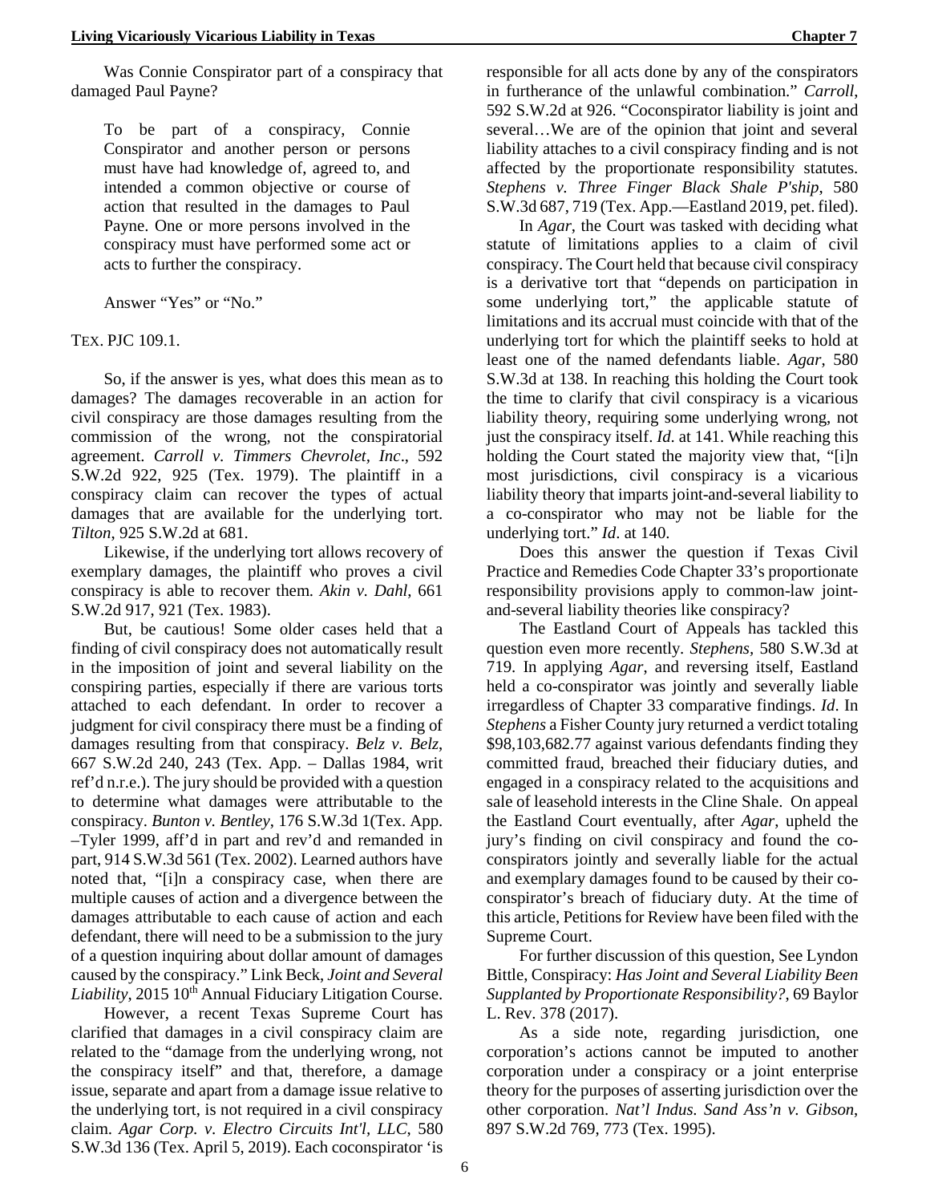Was Connie Conspirator part of a conspiracy that damaged Paul Payne?

> To be part of a conspiracy, Connie Conspirator and another person or persons must have had knowledge of, agreed to, and intended a common objective or course of action that resulted in the damages to Paul Payne. One or more persons involved in the conspiracy must have performed some act or acts to further the conspiracy.
>
> Answer "Yes" or "No."

TEX. PJC 109.1.

So, if the answer is yes, what does this mean as to damages? The damages recoverable in an action for civil conspiracy are those damages resulting from the commission of the wrong, not the conspiratorial agreement. *Carroll v. Timmers Chevrolet, Inc*., 592 S.W.2d 922, 925 (Tex. 1979). The plaintiff in a conspiracy claim can recover the types of actual damages that are available for the underlying tort. *Tilton*, 925 S.W.2d at 681.

Likewise, if the underlying tort allows recovery of exemplary damages, the plaintiff who proves a civil conspiracy is able to recover them. *Akin v. Dahl*, 661 S.W.2d 917, 921 (Tex. 1983).

But, be cautious! Some older cases held that a finding of civil conspiracy does not automatically result in the imposition of joint and several liability on the conspiring parties, especially if there are various torts attached to each defendant. In order to recover a judgment for civil conspiracy there must be a finding of damages resulting from that conspiracy. *Belz v. Belz*, 667 S.W.2d 240, 243 (Tex. App. – Dallas 1984, writ ref'd n.r.e.). The jury should be provided with a question to determine what damages were attributable to the conspiracy. *Bunton v. Bentley*, 176 S.W.3d 1(Tex. App. –Tyler 1999, aff'd in part and rev'd and remanded in part, 914 S.W.3d 561 (Tex. 2002). Learned authors have noted that, "[i]n a conspiracy case, when there are multiple causes of action and a divergence between the damages attributable to each cause of action and each defendant, there will need to be a submission to the jury of a question inquiring about dollar amount of damages caused by the conspiracy." Link Beck, *Joint and Several Liability*, 2015 10th Annual Fiduciary Litigation Course.

However, a recent Texas Supreme Court has clarified that damages in a civil conspiracy claim are related to the "damage from the underlying wrong, not the conspiracy itself" and that, therefore, a damage issue, separate and apart from a damage issue relative to the underlying tort, is not required in a civil conspiracy claim. *Agar Corp. v. Electro Circuits Int'l, LLC*, 580 S.W.3d 136 (Tex. April 5, 2019). Each coconspirator 'is responsible for all acts done by any of the conspirators in furtherance of the unlawful combination." *Carroll*, 592 S.W.2d at 926. "Coconspirator liability is joint and several…We are of the opinion that joint and several liability attaches to a civil conspiracy finding and is not affected by the proportionate responsibility statutes. *Stephens v. Three Finger Black Shale P'ship*, 580 S.W.3d 687, 719 (Tex. App.—Eastland 2019, pet. filed).

In *Agar*, the Court was tasked with deciding what statute of limitations applies to a claim of civil conspiracy. The Court held that because civil conspiracy is a derivative tort that "depends on participation in some underlying tort," the applicable statute of limitations and its accrual must coincide with that of the underlying tort for which the plaintiff seeks to hold at least one of the named defendants liable. *Agar*, 580 S.W.3d at 138. In reaching this holding the Court took the time to clarify that civil conspiracy is a vicarious liability theory, requiring some underlying wrong, not just the conspiracy itself. *Id*. at 141. While reaching this holding the Court stated the majority view that, "[i]n most jurisdictions, civil conspiracy is a vicarious liability theory that imparts joint-and-several liability to a co-conspirator who may not be liable for the underlying tort." *Id*. at 140.

Does this answer the question if Texas Civil Practice and Remedies Code Chapter 33's proportionate responsibility provisions apply to common-law joint-and-several liability theories like conspiracy?

The Eastland Court of Appeals has tackled this question even more recently. *Stephens*, 580 S.W.3d at 719. In applying *Agar*, and reversing itself, Eastland held a co-conspirator was jointly and severally liable irregardless of Chapter 33 comparative findings. *Id*. In *Stephens* a Fisher County jury returned a verdict totaling $98,103,682.77 against various defendants finding they committed fraud, breached their fiduciary duties, and engaged in a conspiracy related to the acquisitions and sale of leasehold interests in the Cline Shale. On appeal the Eastland Court eventually, after *Agar*, upheld the jury's finding on civil conspiracy and found the co-conspirators jointly and severally liable for the actual and exemplary damages found to be caused by their co-conspirator's breach of fiduciary duty. At the time of this article, Petitions for Review have been filed with the Supreme Court.

For further discussion of this question, See Lyndon Bittle, Conspiracy: *Has Joint and Several Liability Been Supplanted by Proportionate Responsibility?*, 69 Baylor L. Rev. 378 (2017).

As a side note, regarding jurisdiction, one corporation's actions cannot be imputed to another corporation under a conspiracy or a joint enterprise theory for the purposes of asserting jurisdiction over the other corporation. *Nat'l Indus. Sand Ass'n v. Gibson*, 897 S.W.2d 769, 773 (Tex. 1995).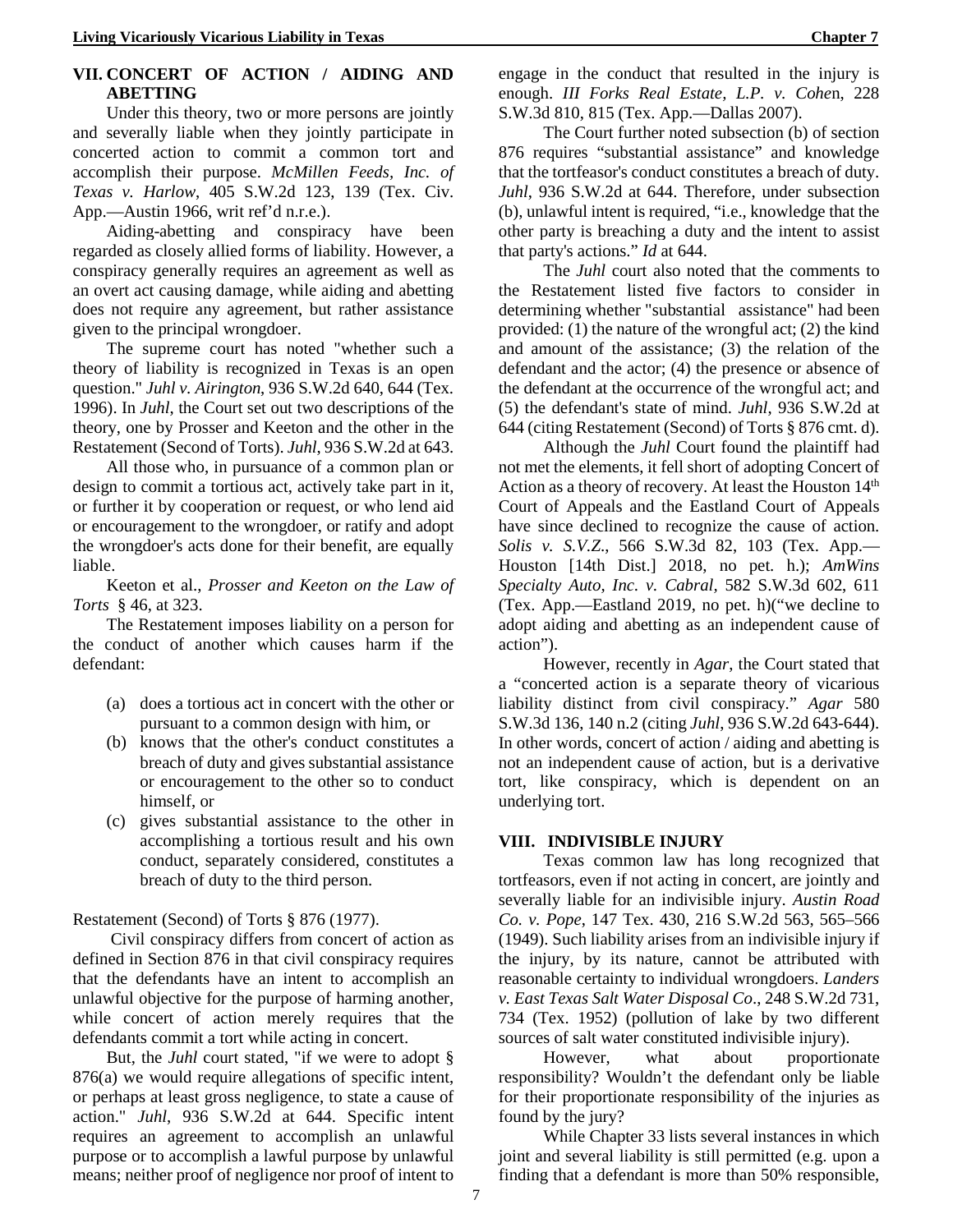## VII. CONCERT OF ACTION / AIDING AND ABETTING

Under this theory, two or more persons are jointly and severally liable when they jointly participate in concerted action to commit a common tort and accomplish their purpose. *McMillen Feeds, Inc. of Texas v. Harlow*, 405 S.W.2d 123, 139 (Tex. Civ. App.—Austin 1966, writ ref'd n.r.e.).

Aiding-abetting and conspiracy have been regarded as closely allied forms of liability. However, a conspiracy generally requires an agreement as well as an overt act causing damage, while aiding and abetting does not require any agreement, but rather assistance given to the principal wrongdoer.

The supreme court has noted "whether such a theory of liability is recognized in Texas is an open question." *Juhl v. Airington*, 936 S.W.2d 640, 644 (Tex. 1996). In *Juhl*, the Court set out two descriptions of the theory, one by Prosser and Keeton and the other in the Restatement (Second of Torts). *Juhl*, 936 S.W.2d at 643.

All those who, in pursuance of a common plan or design to commit a tortious act, actively take part in it, or further it by cooperation or request, or who lend aid or encouragement to the wrongdoer, or ratify and adopt the wrongdoer's acts done for their benefit, are equally liable.

Keeton et al., *Prosser and Keeton on the Law of Torts* § 46, at 323.

The Restatement imposes liability on a person for the conduct of another which causes harm if the defendant:

(a) does a tortious act in concert with the other or pursuant to a common design with him, or
(b) knows that the other's conduct constitutes a breach of duty and gives substantial assistance or encouragement to the other so to conduct himself, or
(c) gives substantial assistance to the other in accomplishing a tortious result and his own conduct, separately considered, constitutes a breach of duty to the third person.

Restatement (Second) of Torts § 876 (1977).

Civil conspiracy differs from concert of action as defined in Section 876 in that civil conspiracy requires that the defendants have an intent to accomplish an unlawful objective for the purpose of harming another, while concert of action merely requires that the defendants commit a tort while acting in concert.

But, the *Juhl* court stated, "if we were to adopt § 876(a) we would require allegations of specific intent, or perhaps at least gross negligence, to state a cause of action." *Juhl*, 936 S.W.2d at 644. Specific intent requires an agreement to accomplish an unlawful purpose or to accomplish a lawful purpose by unlawful means; neither proof of negligence nor proof of intent to engage in the conduct that resulted in the injury is enough. *III Forks Real Estate, L.P. v. Cohen*, 228 S.W.3d 810, 815 (Tex. App.—Dallas 2007).

The Court further noted subsection (b) of section 876 requires "substantial assistance" and knowledge that the tortfeasor's conduct constitutes a breach of duty. *Juhl*, 936 S.W.2d at 644. Therefore, under subsection (b), unlawful intent is required, "i.e., knowledge that the other party is breaching a duty and the intent to assist that party's actions." *Id* at 644.

The *Juhl* court also noted that the comments to the Restatement listed five factors to consider in determining whether "substantial assistance" had been provided: (1) the nature of the wrongful act; (2) the kind and amount of the assistance; (3) the relation of the defendant and the actor; (4) the presence or absence of the defendant at the occurrence of the wrongful act; and (5) the defendant's state of mind. *Juhl*, 936 S.W.2d at 644 (citing Restatement (Second) of Torts § 876 cmt. d).

Although the *Juhl* Court found the plaintiff had not met the elements, it fell short of adopting Concert of Action as a theory of recovery. At least the Houston 14th Court of Appeals and the Eastland Court of Appeals have since declined to recognize the cause of action. *Solis v. S.V.Z.*, 566 S.W.3d 82, 103 (Tex. App.—Houston [14th Dist.] 2018, no pet. h.); *AmWins Specialty Auto, Inc. v. Cabral*, 582 S.W.3d 602, 611 (Tex. App.—Eastland 2019, no pet. h)("we decline to adopt aiding and abetting as an independent cause of action").

However, recently in *Agar*, the Court stated that a "concerted action is a separate theory of vicarious liability distinct from civil conspiracy." *Agar* 580 S.W.3d 136, 140 n.2 (citing *Juhl*, 936 S.W.2d 643-644). In other words, concert of action / aiding and abetting is not an independent cause of action, but is a derivative tort, like conspiracy, which is dependent on an underlying tort.

## VIII. INDIVISIBLE INJURY

Texas common law has long recognized that tortfeasors, even if not acting in concert, are jointly and severally liable for an indivisible injury. *Austin Road Co. v. Pope*, 147 Tex. 430, 216 S.W.2d 563, 565–566 (1949). Such liability arises from an indivisible injury if the injury, by its nature, cannot be attributed with reasonable certainty to individual wrongdoers. *Landers v. East Texas Salt Water Disposal Co*., 248 S.W.2d 731, 734 (Tex. 1952) (pollution of lake by two different sources of salt water constituted indivisible injury).

However, what about proportionate responsibility? Wouldn't the defendant only be liable for their proportionate responsibility of the injuries as found by the jury?

While Chapter 33 lists several instances in which joint and several liability is still permitted (e.g. upon a finding that a defendant is more than 50% responsible,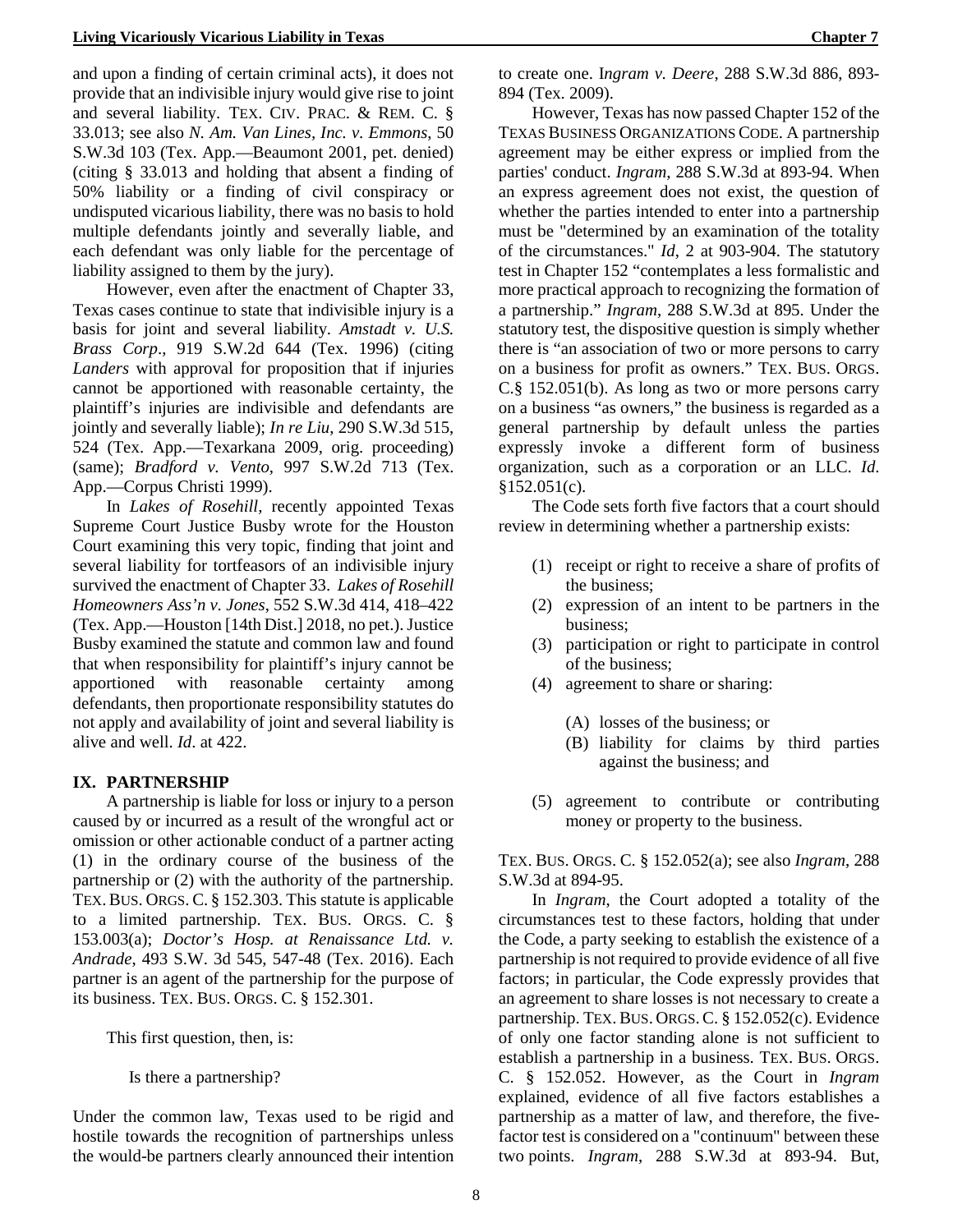and upon a finding of certain criminal acts), it does not provide that an indivisible injury would give rise to joint and several liability. TEX. CIV. PRAC. & REM. C. § 33.013; see also *N. Am. Van Lines, Inc. v. Emmons*, 50 S.W.3d 103 (Tex. App.—Beaumont 2001, pet. denied) (citing § 33.013 and holding that absent a finding of 50% liability or a finding of civil conspiracy or undisputed vicarious liability, there was no basis to hold multiple defendants jointly and severally liable, and each defendant was only liable for the percentage of liability assigned to them by the jury).

However, even after the enactment of Chapter 33, Texas cases continue to state that indivisible injury is a basis for joint and several liability. *Amstadt v. U.S. Brass Corp*., 919 S.W.2d 644 (Tex. 1996) (citing *Landers* with approval for proposition that if injuries cannot be apportioned with reasonable certainty, the plaintiff's injuries are indivisible and defendants are jointly and severally liable); *In re Liu*, 290 S.W.3d 515, 524 (Tex. App.—Texarkana 2009, orig. proceeding) (same); *Bradford v. Vento*, 997 S.W.2d 713 (Tex. App.—Corpus Christi 1999).

In *Lakes of Rosehill,* recently appointed Texas Supreme Court Justice Busby wrote for the Houston Court examining this very topic, finding that joint and several liability for tortfeasors of an indivisible injury survived the enactment of Chapter 33. *Lakes of Rosehill Homeowners Ass'n v. Jones*, 552 S.W.3d 414, 418–422 (Tex. App.—Houston [14th Dist.] 2018, no pet.). Justice Busby examined the statute and common law and found that when responsibility for plaintiff's injury cannot be apportioned with reasonable certainty among defendants, then proportionate responsibility statutes do not apply and availability of joint and several liability is alive and well. *Id*. at 422.

## IX. PARTNERSHIP

A partnership is liable for loss or injury to a person caused by or incurred as a result of the wrongful act or omission or other actionable conduct of a partner acting (1) in the ordinary course of the business of the partnership or (2) with the authority of the partnership. TEX. BUS. ORGS. C. § 152.303. This statute is applicable to a limited partnership. TEX. BUS. ORGS. C. § 153.003(a); *Doctor's Hosp. at Renaissance Ltd. v. Andrade*, 493 S.W. 3d 545, 547-48 (Tex. 2016). Each partner is an agent of the partnership for the purpose of its business. TEX. BUS. ORGS. C. § 152.301.

This first question, then, is:

Is there a partnership?

Under the common law, Texas used to be rigid and hostile towards the recognition of partnerships unless the would-be partners clearly announced their intention to create one. I*ngram v. Deere*, 288 S.W.3d 886, 893-894 (Tex. 2009).

However, Texas has now passed Chapter 152 of the TEXAS BUSINESS ORGANIZATIONS CODE. A partnership agreement may be either express or implied from the parties' conduct. *Ingram*, 288 S.W.3d at 893-94. When an express agreement does not exist, the question of whether the parties intended to enter into a partnership must be "determined by an examination of the totality of the circumstances." *Id*, 2 at 903-904. The statutory test in Chapter 152 "contemplates a less formalistic and more practical approach to recognizing the formation of a partnership." *Ingram*, 288 S.W.3d at 895. Under the statutory test, the dispositive question is simply whether there is "an association of two or more persons to carry on a business for profit as owners." TEX. BUS. ORGS. C.§ 152.051(b). As long as two or more persons carry on a business "as owners," the business is regarded as a general partnership by default unless the parties expressly invoke a different form of business organization, such as a corporation or an LLC. *Id.* §152.051(c).

The Code sets forth five factors that a court should review in determining whether a partnership exists:

(1) receipt or right to receive a share of profits of the business;
(2) expression of an intent to be partners in the business;
(3) participation or right to participate in control of the business;
(4) agreement to share or sharing:
    (A) losses of the business; or
    (B) liability for claims by third parties against the business; and
(5) agreement to contribute or contributing money or property to the business.

TEX. BUS. ORGS. C. § 152.052(a); see also *Ingram*, 288 S.W.3d at 894-95.

In *Ingram*, the Court adopted a totality of the circumstances test to these factors, holding that under the Code, a party seeking to establish the existence of a partnership is not required to provide evidence of all five factors; in particular, the Code expressly provides that an agreement to share losses is not necessary to create a partnership. TEX. BUS. ORGS. C. § 152.052(c). Evidence of only one factor standing alone is not sufficient to establish a partnership in a business. TEX. BUS. ORGS. C. § 152.052. However, as the Court in *Ingram* explained, evidence of all five factors establishes a partnership as a matter of law, and therefore, the five-factor test is considered on a "continuum" between these two points. *Ingram*, 288 S.W.3d at 893-94. But,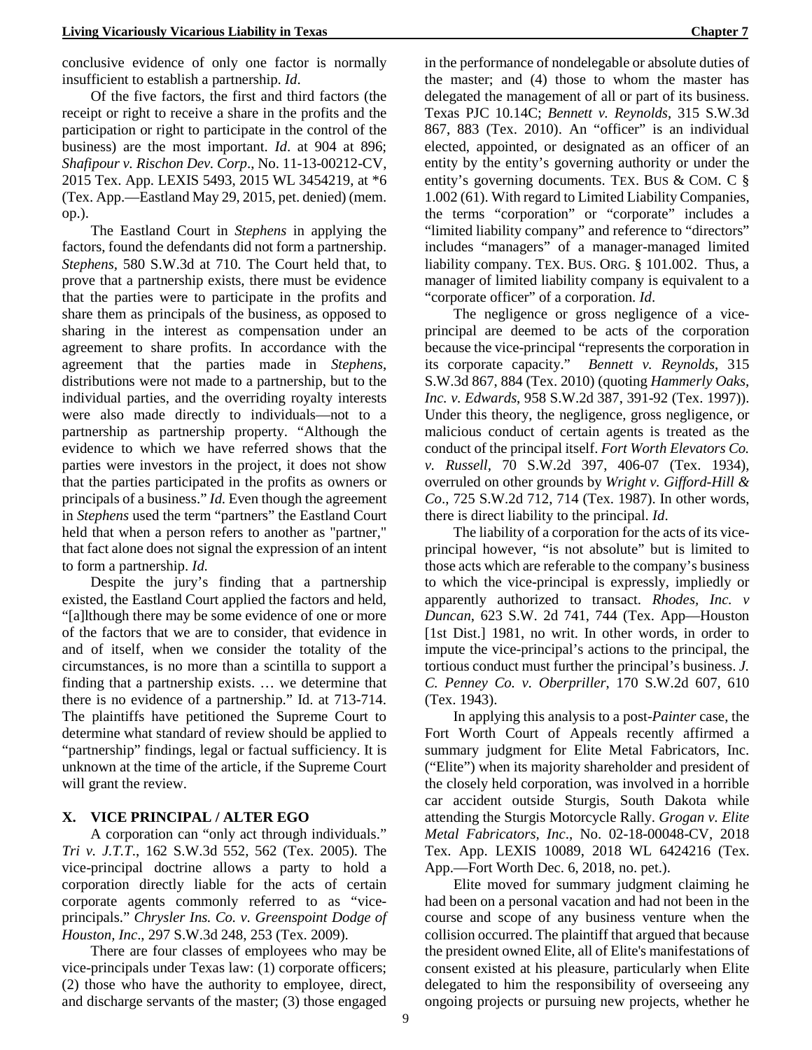conclusive evidence of only one factor is normally insufficient to establish a partnership. *Id*.

Of the five factors, the first and third factors (the receipt or right to receive a share in the profits and the participation or right to participate in the control of the business) are the most important. *Id*. at 904 at 896; *Shafipour v. Rischon Dev. Corp*., No. 11-13-00212-CV, 2015 Tex. App. LEXIS 5493, 2015 WL 3454219, at *6 (Tex. App.—Eastland May 29, 2015, pet. denied) (mem. op.).

The Eastland Court in *Stephens* in applying the factors, found the defendants did not form a partnership. *Stephens*, 580 S.W.3d at 710. The Court held that, to prove that a partnership exists, there must be evidence that the parties were to participate in the profits and share them as principals of the business, as opposed to sharing in the interest as compensation under an agreement to share profits. In accordance with the agreement that the parties made in *Stephens*, distributions were not made to a partnership, but to the individual parties, and the overriding royalty interests were also made directly to individuals—not to a partnership as partnership property. "Although the evidence to which we have referred shows that the parties were investors in the project, it does not show that the parties participated in the profits as owners or principals of a business." *Id.* Even though the agreement in *Stephens* used the term "partners" the Eastland Court held that when a person refers to another as "partner," that fact alone does not signal the expression of an intent to form a partnership. *Id.*

Despite the jury's finding that a partnership existed, the Eastland Court applied the factors and held, "[a]lthough there may be some evidence of one or more of the factors that we are to consider, that evidence in and of itself, when we consider the totality of the circumstances, is no more than a scintilla to support a finding that a partnership exists. … we determine that there is no evidence of a partnership." Id. at 713-714. The plaintiffs have petitioned the Supreme Court to determine what standard of review should be applied to "partnership" findings, legal or factual sufficiency. It is unknown at the time of the article, if the Supreme Court will grant the review.

## X. VICE PRINCIPAL / ALTER EGO

A corporation can "only act through individuals." *Tri v. J.T.T*., 162 S.W.3d 552, 562 (Tex. 2005). The vice-principal doctrine allows a party to hold a corporation directly liable for the acts of certain corporate agents commonly referred to as "vice-principals." *Chrysler Ins. Co. v. Greenspoint Dodge of Houston, Inc*., 297 S.W.3d 248, 253 (Tex. 2009).

There are four classes of employees who may be vice-principals under Texas law: (1) corporate officers; (2) those who have the authority to employee, direct, and discharge servants of the master; (3) those engaged in the performance of nondelegable or absolute duties of the master; and (4) those to whom the master has delegated the management of all or part of its business. Texas PJC 10.14C; *Bennett v. Reynolds*, 315 S.W.3d 867, 883 (Tex. 2010). An "officer" is an individual elected, appointed, or designated as an officer of an entity by the entity's governing authority or under the entity's governing documents. TEX. BUS & COM. C § 1.002 (61). With regard to Limited Liability Companies, the terms "corporation" or "corporate" includes a "limited liability company" and reference to "directors" includes "managers" of a manager-managed limited liability company. TEX. BUS. ORG. § 101.002. Thus, a manager of limited liability company is equivalent to a "corporate officer" of a corporation. *Id*.

The negligence or gross negligence of a vice-principal are deemed to be acts of the corporation because the vice-principal "represents the corporation in its corporate capacity." *Bennett v. Reynolds*, 315 S.W.3d 867, 884 (Tex. 2010) (quoting *Hammerly Oaks, Inc. v. Edwards*, 958 S.W.2d 387, 391-92 (Tex. 1997)). Under this theory, the negligence, gross negligence, or malicious conduct of certain agents is treated as the conduct of the principal itself. *Fort Worth Elevators Co. v. Russell*, 70 S.W.2d 397, 406-07 (Tex. 1934), overruled on other grounds by *Wright v. Gifford-Hill & Co*., 725 S.W.2d 712, 714 (Tex. 1987). In other words, there is direct liability to the principal. *Id*.

The liability of a corporation for the acts of its vice-principal however, "is not absolute" but is limited to those acts which are referable to the company's business to which the vice-principal is expressly, impliedly or apparently authorized to transact. *Rhodes, Inc. v Duncan*, 623 S.W. 2d 741, 744 (Tex. App—Houston [1st Dist.] 1981, no writ. In other words, in order to impute the vice-principal's actions to the principal, the tortious conduct must further the principal's business. *J. C. Penney Co. v. Oberpriller*, 170 S.W.2d 607, 610 (Tex. 1943).

In applying this analysis to a post-*Painter* case, the Fort Worth Court of Appeals recently affirmed a summary judgment for Elite Metal Fabricators, Inc. ("Elite") when its majority shareholder and president of the closely held corporation, was involved in a horrible car accident outside Sturgis, South Dakota while attending the Sturgis Motorcycle Rally. *Grogan v. Elite Metal Fabricators, Inc*., No. 02-18-00048-CV, 2018 Tex. App. LEXIS 10089, 2018 WL 6424216 (Tex. App.—Fort Worth Dec. 6, 2018, no. pet.).

Elite moved for summary judgment claiming he had been on a personal vacation and had not been in the course and scope of any business venture when the collision occurred. The plaintiff that argued that because the president owned Elite, all of Elite's manifestations of consent existed at his pleasure, particularly when Elite delegated to him the responsibility of overseeing any ongoing projects or pursuing new projects, whether he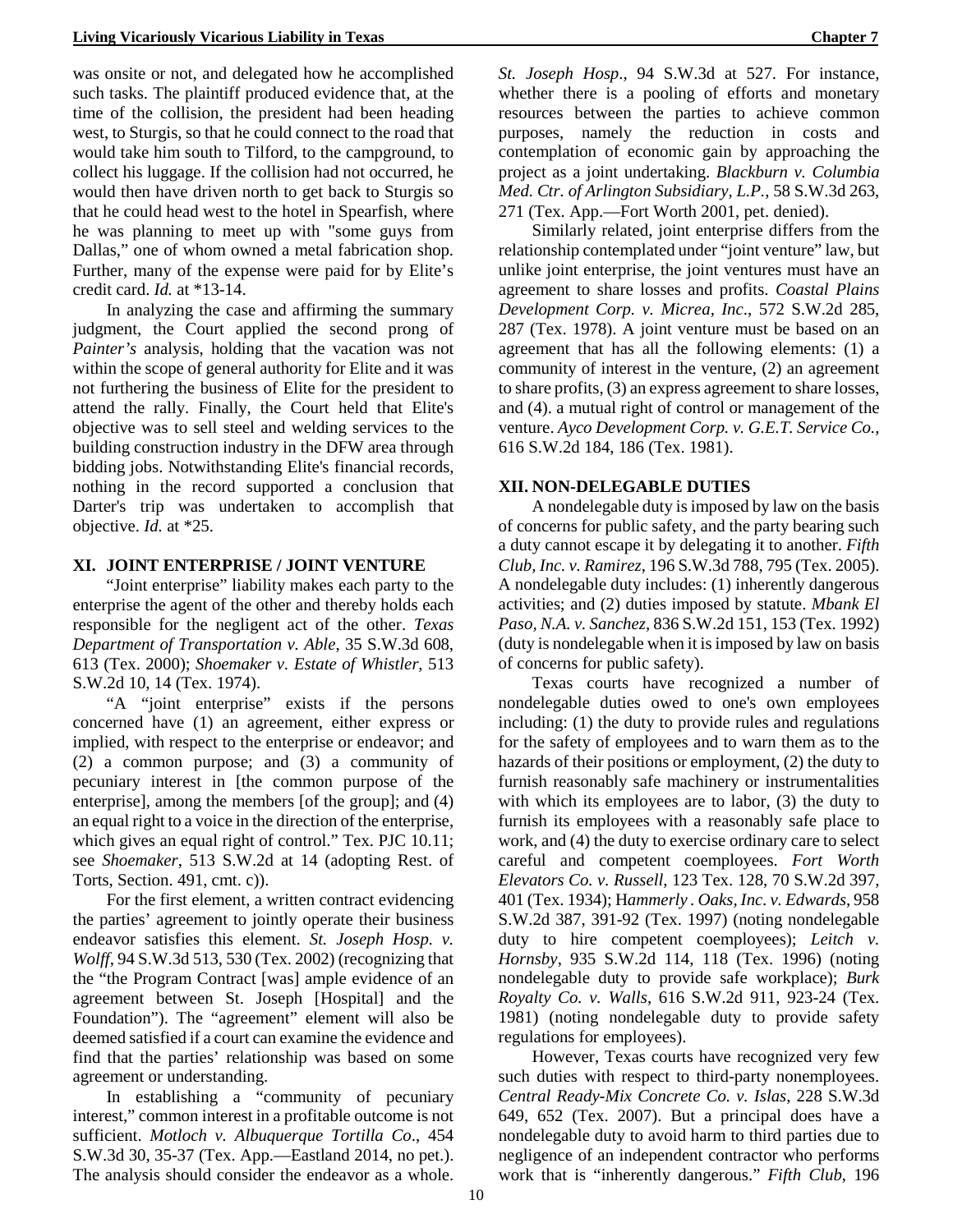was onsite or not, and delegated how he accomplished such tasks. The plaintiff produced evidence that, at the time of the collision, the president had been heading west, to Sturgis, so that he could connect to the road that would take him south to Tilford, to the campground, to collect his luggage. If the collision had not occurred, he would then have driven north to get back to Sturgis so that he could head west to the hotel in Spearfish, where he was planning to meet up with "some guys from Dallas," one of whom owned a metal fabrication shop. Further, many of the expense were paid for by Elite's credit card. *Id.* at *13-14.

In analyzing the case and affirming the summary judgment, the Court applied the second prong of *Painter's* analysis, holding that the vacation was not within the scope of general authority for Elite and it was not furthering the business of Elite for the president to attend the rally. Finally, the Court held that Elite's objective was to sell steel and welding services to the building construction industry in the DFW area through bidding jobs. Notwithstanding Elite's financial records, nothing in the record supported a conclusion that Darter's trip was undertaken to accomplish that objective. *Id.* at *25.

## XI. JOINT ENTERPRISE / JOINT VENTURE

"Joint enterprise" liability makes each party to the enterprise the agent of the other and thereby holds each responsible for the negligent act of the other. *Texas Department of Transportation v. Able*, 35 S.W.3d 608, 613 (Tex. 2000); *Shoemaker v. Estate of Whistler*, 513 S.W.2d 10, 14 (Tex. 1974).

"A "joint enterprise" exists if the persons concerned have (1) an agreement, either express or implied, with respect to the enterprise or endeavor; and (2) a common purpose; and (3) a community of pecuniary interest in [the common purpose of the enterprise], among the members [of the group]; and (4) an equal right to a voice in the direction of the enterprise, which gives an equal right of control." Tex. PJC 10.11; see *Shoemaker*, 513 S.W.2d at 14 (adopting Rest. of Torts, Section. 491, cmt. c)).

For the first element, a written contract evidencing the parties' agreement to jointly operate their business endeavor satisfies this element. *St. Joseph Hosp. v. Wolff*, 94 S.W.3d 513, 530 (Tex. 2002) (recognizing that the "the Program Contract [was] ample evidence of an agreement between St. Joseph [Hospital] and the Foundation"). The "agreement" element will also be deemed satisfied if a court can examine the evidence and find that the parties' relationship was based on some agreement or understanding.

In establishing a "community of pecuniary interest," common interest in a profitable outcome is not sufficient. *Motloch v. Albuquerque Tortilla Co*., 454 S.W.3d 30, 35-37 (Tex. App.—Eastland 2014, no pet.). The analysis should consider the endeavor as a whole. *St. Joseph Hosp*., 94 S.W.3d at 527. For instance, whether there is a pooling of efforts and monetary resources between the parties to achieve common purposes, namely the reduction in costs and contemplation of economic gain by approaching the project as a joint undertaking. *Blackburn v. Columbia Med. Ctr. of Arlington Subsidiary, L.P.*, 58 S.W.3d 263, 271 (Tex. App.—Fort Worth 2001, pet. denied).

Similarly related, joint enterprise differs from the relationship contemplated under "joint venture" law, but unlike joint enterprise, the joint ventures must have an agreement to share losses and profits. *Coastal Plains Development Corp. v. Micrea, Inc*., 572 S.W.2d 285, 287 (Tex. 1978). A joint venture must be based on an agreement that has all the following elements: (1) a community of interest in the venture, (2) an agreement to share profits, (3) an express agreement to share losses, and (4). a mutual right of control or management of the venture. *Ayco Development Corp. v. G.E.T. Service Co.*, 616 S.W.2d 184, 186 (Tex. 1981).

## XII. NON-DELEGABLE DUTIES

A nondelegable duty is imposed by law on the basis of concerns for public safety, and the party bearing such a duty cannot escape it by delegating it to another. *Fifth Club, Inc. v. Ramirez*, 196 S.W.3d 788, 795 (Tex. 2005). A nondelegable duty includes: (1) inherently dangerous activities; and (2) duties imposed by statute. *Mbank El Paso, N.A. v. Sanchez*, 836 S.W.2d 151, 153 (Tex. 1992) (duty is nondelegable when it is imposed by law on basis of concerns for public safety).

Texas courts have recognized a number of nondelegable duties owed to one's own employees including: (1) the duty to provide rules and regulations for the safety of employees and to warn them as to the hazards of their positions or employment, (2) the duty to furnish reasonably safe machinery or instrumentalities with which its employees are to labor, (3) the duty to furnish its employees with a reasonably safe place to work, and (4) the duty to exercise ordinary care to select careful and competent coemployees. *Fort Worth Elevators Co. v. Russell*, 123 Tex. 128, 70 S.W.2d 397, 401 (Tex. 1934); H*ammerly . Oaks, Inc. v. Edwards*, 958 S.W.2d 387, 391-92 (Tex. 1997) (noting nondelegable duty to hire competent coemployees); *Leitch v. Hornsby*, 935 S.W.2d 114, 118 (Tex. 1996) (noting nondelegable duty to provide safe workplace); *Burk Royalty Co. v. Walls*, 616 S.W.2d 911, 923-24 (Tex. 1981) (noting nondelegable duty to provide safety regulations for employees).

However, Texas courts have recognized very few such duties with respect to third-party nonemployees. *Central Ready-Mix Concrete Co. v. Islas*, 228 S.W.3d 649, 652 (Tex. 2007). But a principal does have a nondelegable duty to avoid harm to third parties due to negligence of an independent contractor who performs work that is "inherently dangerous." *Fifth Club*, 196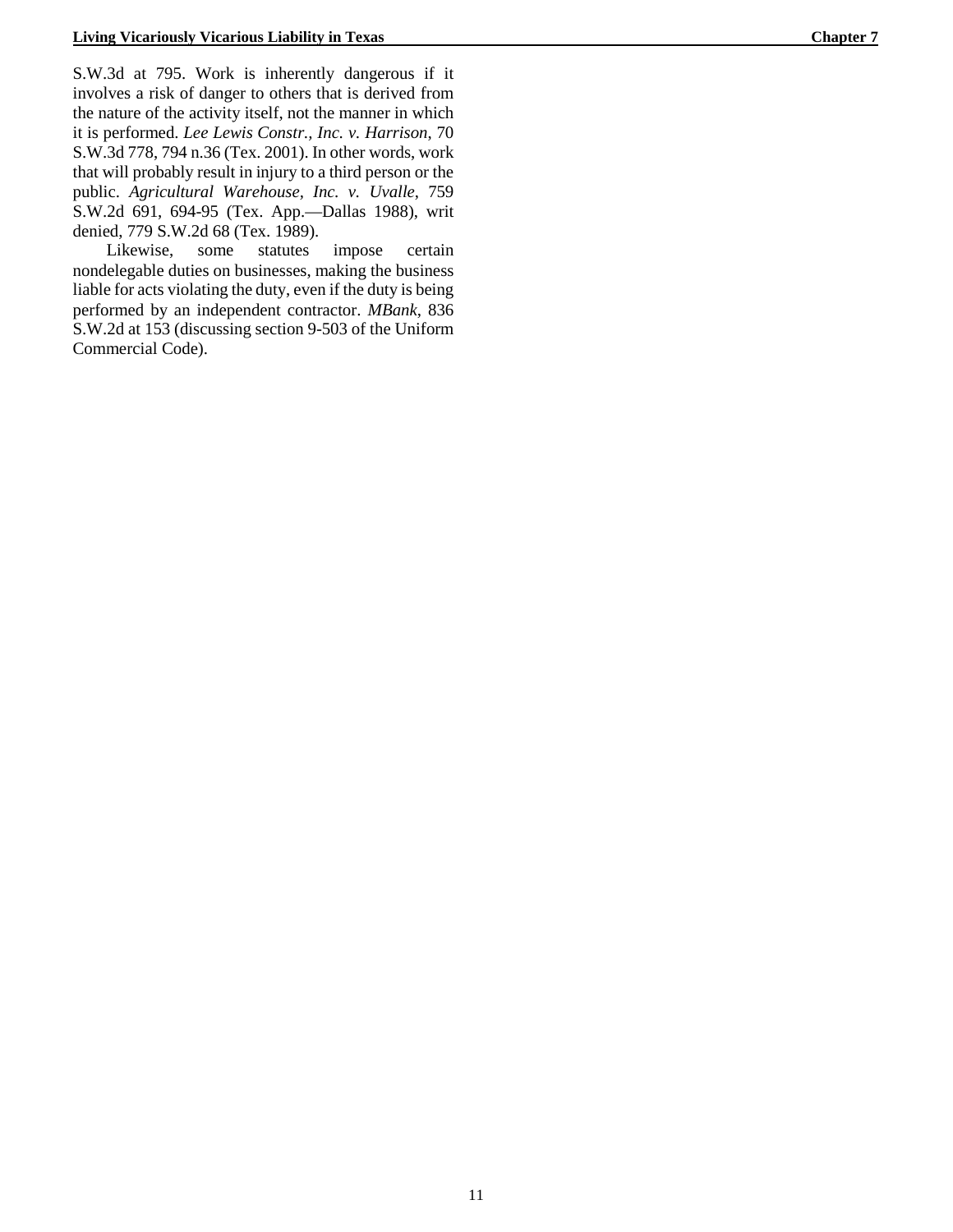S.W.3d at 795. Work is inherently dangerous if it involves a risk of danger to others that is derived from the nature of the activity itself, not the manner in which it is performed. *Lee Lewis Constr., Inc. v. Harrison*, 70 S.W.3d 778, 794 n.36 (Tex. 2001). In other words, work that will probably result in injury to a third person or the public. *Agricultural Warehouse, Inc. v. Uvalle*, 759 S.W.2d 691, 694-95 (Tex. App.—Dallas 1988), writ denied, 779 S.W.2d 68 (Tex. 1989).

Likewise, some statutes impose certain nondelegable duties on businesses, making the business liable for acts violating the duty, even if the duty is being performed by an independent contractor. *MBank*, 836 S.W.2d at 153 (discussing section 9-503 of the Uniform Commercial Code).